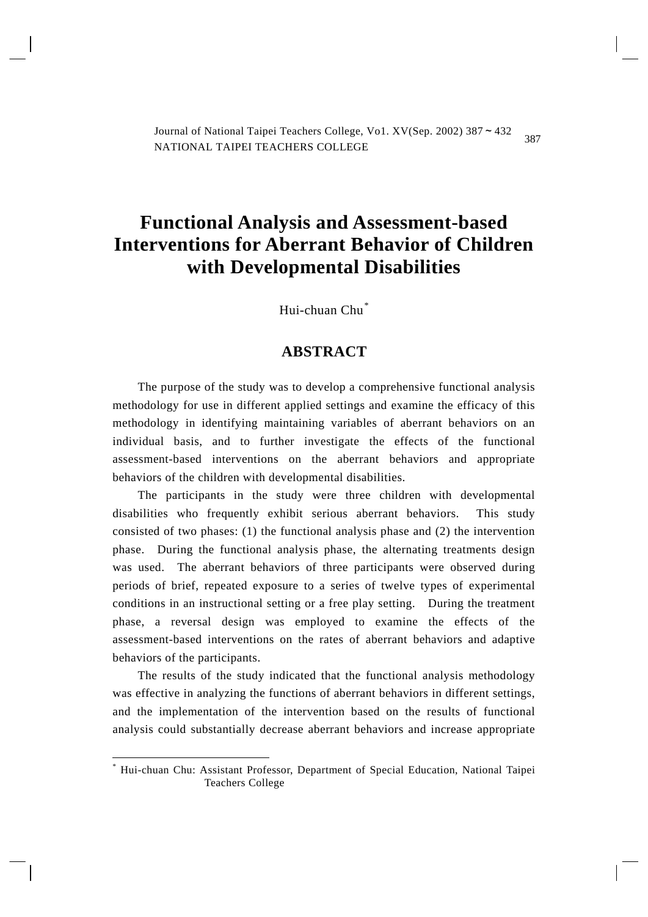# Functional Analysis and Assessment-based Interventions for Aberrant Behavior of Children with Developmental Disabilities

Hui-chuan Chu[*]

## ABSTRACT

The purpose of the study was to develop a comprehensive functional analysis methodology for use in different applied settings and examine the efficacy of this methodology in identifying maintaining variables of aberrant behaviors on an individual basis, and to further investigate the effects of the functional assessment-based interventions on the aberrant behaviors and appropriate behaviors of the children with developmental disabilities.

The participants in the study were three children with developmental disabilities who frequently exhibit serious aberrant behaviors. This study consisted of two phases: (1) the functional analysis phase and (2) the intervention phase. During the functional analysis phase, the alternating treatments design was used. The aberrant behaviors of three participants were observed during periods of brief, repeated exposure to a series of twelve types of experimental conditions in an instructional setting or a free play setting. During the treatment phase, a reversal design was employed to examine the effects of the assessment-based interventions on the rates of aberrant behaviors and adaptive behaviors of the participants.

The results of the study indicated that the functional analysis methodology was effective in analyzing the functions of aberrant behaviors in different settings, and the implementation of the intervention based on the results of functional analysis could substantially decrease aberrant behaviors and increase appropriate

---

[*] Hui-chuan Chu: Assistant Professor, Department of Special Education, National Taipei Teachers College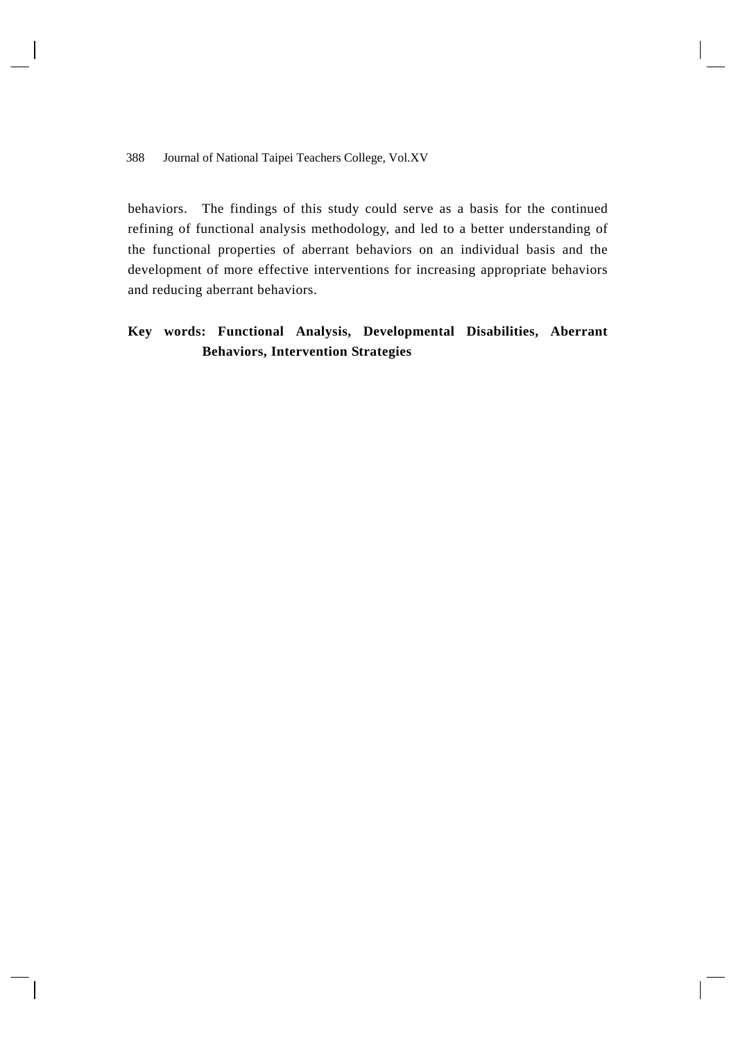behaviors. The findings of this study could serve as a basis for the continued refining of functional analysis methodology, and led to a better understanding of the functional properties of aberrant behaviors on an individual basis and the development of more effective interventions for increasing appropriate behaviors and reducing aberrant behaviors.

**Key words: Functional Analysis, Developmental Disabilities, Aberrant Behaviors, Intervention Strategies**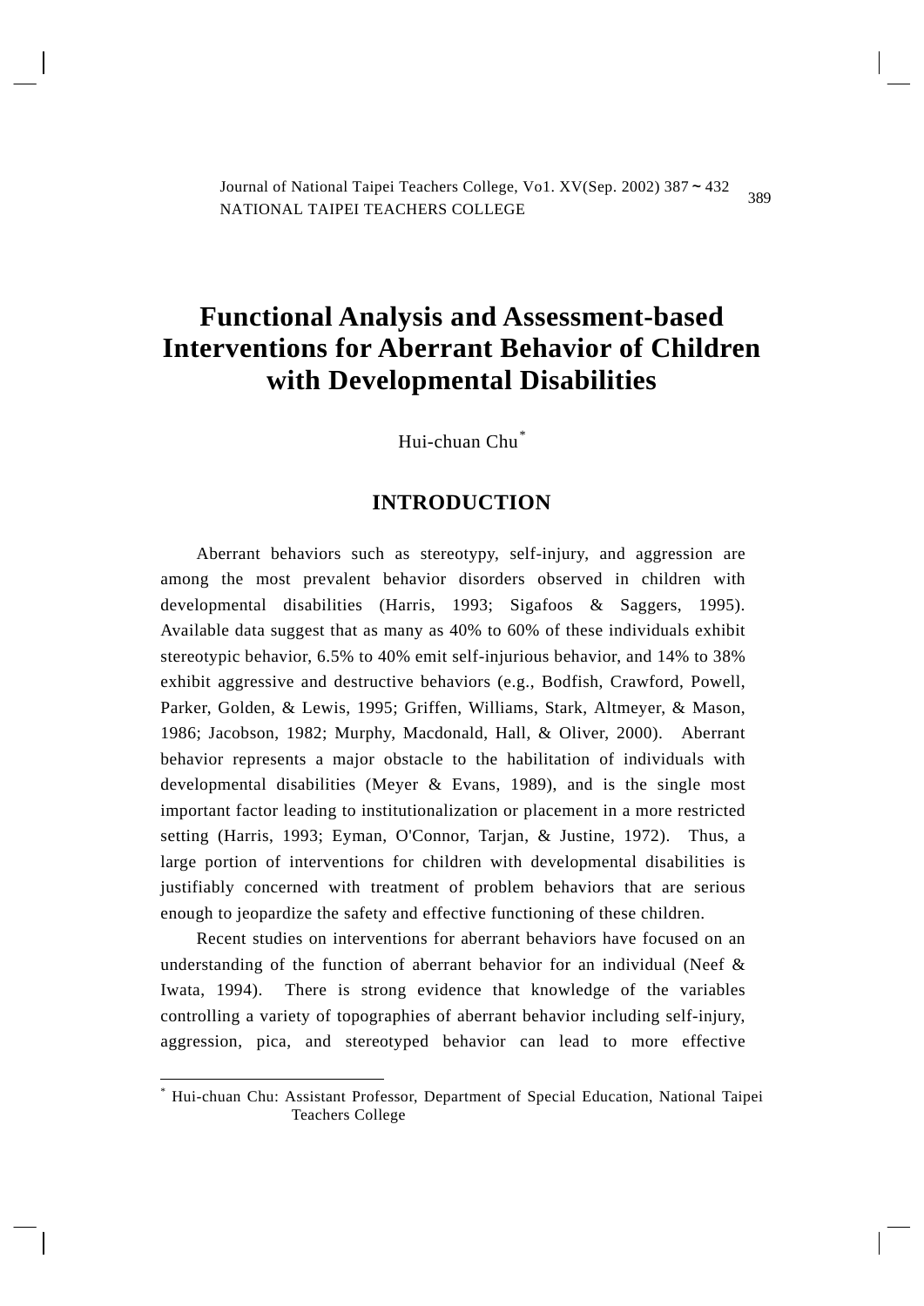# Functional Analysis and Assessment-based Interventions for Aberrant Behavior of Children with Developmental Disabilities

Hui-chuan Chu [*]

## INTRODUCTION

Aberrant behaviors such as stereotypy, self-injury, and aggression are among the most prevalent behavior disorders observed in children with developmental disabilities (Harris, 1993; Sigafoos & Saggers, 1995). Available data suggest that as many as 40% to 60% of these individuals exhibit stereotypic behavior, 6.5% to 40% emit self-injurious behavior, and 14% to 38% exhibit aggressive and destructive behaviors (e.g., Bodfish, Crawford, Powell, Parker, Golden, & Lewis, 1995; Griffen, Williams, Stark, Altmeyer, & Mason, 1986; Jacobson, 1982; Murphy, Macdonald, Hall, & Oliver, 2000). Aberrant behavior represents a major obstacle to the habilitation of individuals with developmental disabilities (Meyer & Evans, 1989), and is the single most important factor leading to institutionalization or placement in a more restricted setting (Harris, 1993; Eyman, O'Connor, Tarjan, & Justine, 1972). Thus, a large portion of interventions for children with developmental disabilities is justifiably concerned with treatment of problem behaviors that are serious enough to jeopardize the safety and effective functioning of these children.

Recent studies on interventions for aberrant behaviors have focused on an understanding of the function of aberrant behavior for an individual (Neef & Iwata, 1994). There is strong evidence that knowledge of the variables controlling a variety of topographies of aberrant behavior including self-injury, aggression, pica, and stereotyped behavior can lead to more effective

[*] Hui-chuan Chu: Assistant Professor, Department of Special Education, National Taipei Teachers College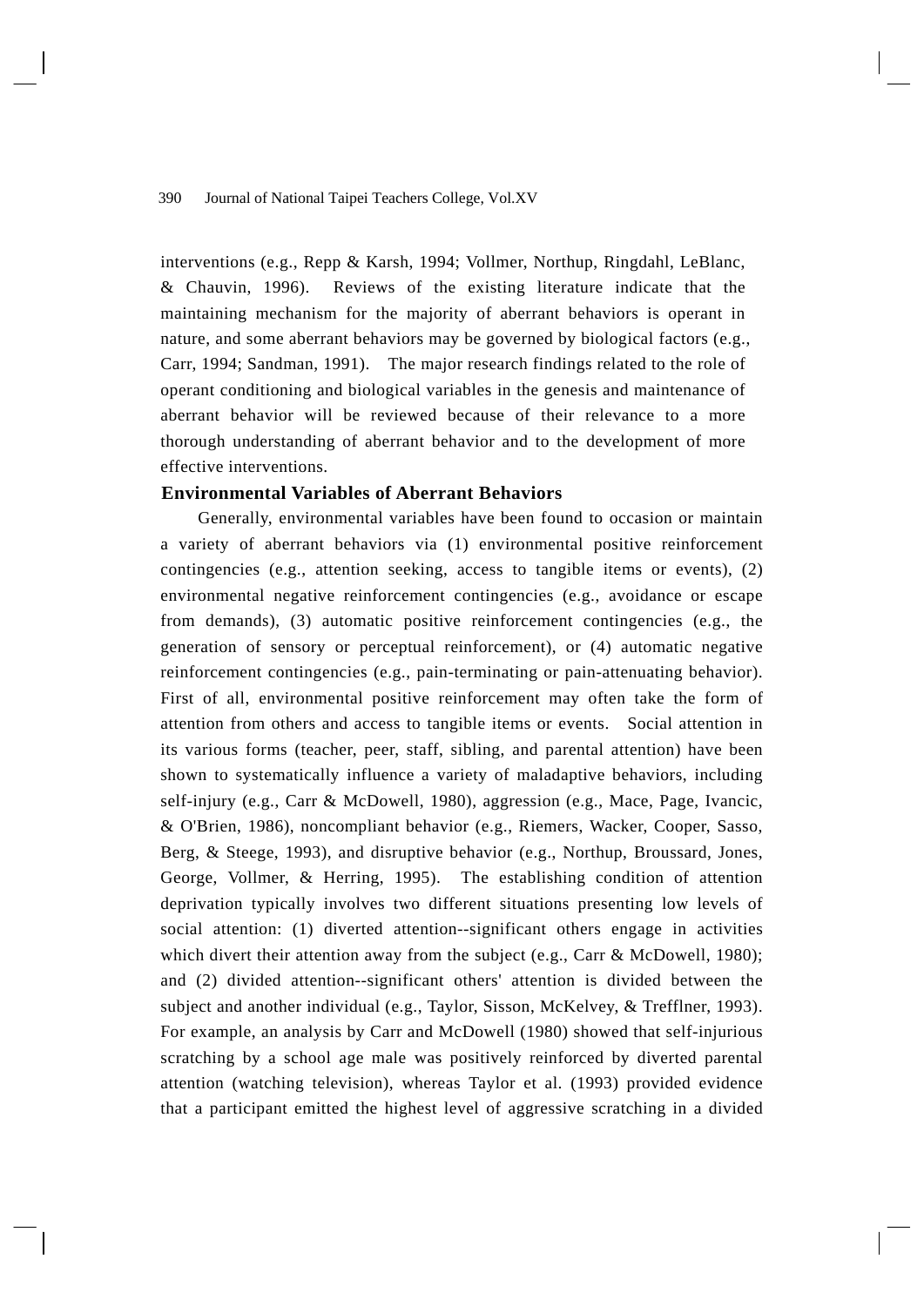interventions (e.g., Repp & Karsh, 1994; Vollmer, Northup, Ringdahl, LeBlanc, & Chauvin, 1996). Reviews of the existing literature indicate that the maintaining mechanism for the majority of aberrant behaviors is operant in nature, and some aberrant behaviors may be governed by biological factors (e.g., Carr, 1994; Sandman, 1991). The major research findings related to the role of operant conditioning and biological variables in the genesis and maintenance of aberrant behavior will be reviewed because of their relevance to a more thorough understanding of aberrant behavior and to the development of more effective interventions.

## Environmental Variables of Aberrant Behaviors

Generally, environmental variables have been found to occasion or maintain a variety of aberrant behaviors via (1) environmental positive reinforcement contingencies (e.g., attention seeking, access to tangible items or events), (2) environmental negative reinforcement contingencies (e.g., avoidance or escape from demands), (3) automatic positive reinforcement contingencies (e.g., the generation of sensory or perceptual reinforcement), or (4) automatic negative reinforcement contingencies (e.g., pain-terminating or pain-attenuating behavior). First of all, environmental positive reinforcement may often take the form of attention from others and access to tangible items or events. Social attention in its various forms (teacher, peer, staff, sibling, and parental attention) have been shown to systematically influence a variety of maladaptive behaviors, including self-injury (e.g., Carr & McDowell, 1980), aggression (e.g., Mace, Page, Ivancic, & O'Brien, 1986), noncompliant behavior (e.g., Riemers, Wacker, Cooper, Sasso, Berg, & Steege, 1993), and disruptive behavior (e.g., Northup, Broussard, Jones, George, Vollmer, & Herring, 1995). The establishing condition of attention deprivation typically involves two different situations presenting low levels of social attention: (1) diverted attention--significant others engage in activities which divert their attention away from the subject (e.g., Carr & McDowell, 1980); and (2) divided attention--significant others' attention is divided between the subject and another individual (e.g., Taylor, Sisson, McKelvey, & Trefflner, 1993). For example, an analysis by Carr and McDowell (1980) showed that self-injurious scratching by a school age male was positively reinforced by diverted parental attention (watching television), whereas Taylor et al. (1993) provided evidence that a participant emitted the highest level of aggressive scratching in a divided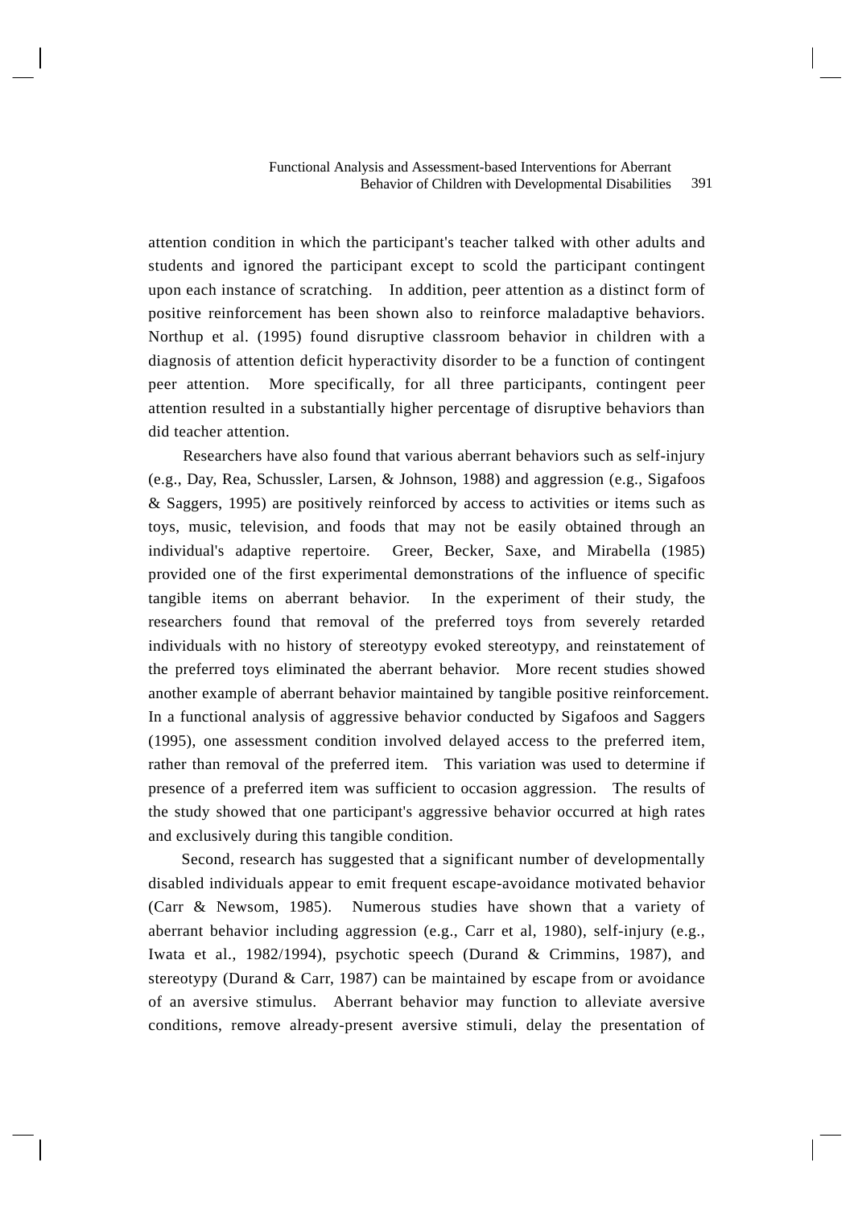attention condition in which the participant's teacher talked with other adults and students and ignored the participant except to scold the participant contingent upon each instance of scratching. In addition, peer attention as a distinct form of positive reinforcement has been shown also to reinforce maladaptive behaviors. Northup et al. (1995) found disruptive classroom behavior in children with a diagnosis of attention deficit hyperactivity disorder to be a function of contingent peer attention. More specifically, for all three participants, contingent peer attention resulted in a substantially higher percentage of disruptive behaviors than did teacher attention.

Researchers have also found that various aberrant behaviors such as self-injury (e.g., Day, Rea, Schussler, Larsen, & Johnson, 1988) and aggression (e.g., Sigafoos & Saggers, 1995) are positively reinforced by access to activities or items such as toys, music, television, and foods that may not be easily obtained through an individual's adaptive repertoire. Greer, Becker, Saxe, and Mirabella (1985) provided one of the first experimental demonstrations of the influence of specific tangible items on aberrant behavior. In the experiment of their study, the researchers found that removal of the preferred toys from severely retarded individuals with no history of stereotypy evoked stereotypy, and reinstatement of the preferred toys eliminated the aberrant behavior. More recent studies showed another example of aberrant behavior maintained by tangible positive reinforcement. In a functional analysis of aggressive behavior conducted by Sigafoos and Saggers (1995), one assessment condition involved delayed access to the preferred item, rather than removal of the preferred item. This variation was used to determine if presence of a preferred item was sufficient to occasion aggression. The results of the study showed that one participant's aggressive behavior occurred at high rates and exclusively during this tangible condition.

Second, research has suggested that a significant number of developmentally disabled individuals appear to emit frequent escape-avoidance motivated behavior (Carr & Newsom, 1985). Numerous studies have shown that a variety of aberrant behavior including aggression (e.g., Carr et al, 1980), self-injury (e.g., Iwata et al., 1982/1994), psychotic speech (Durand & Crimmins, 1987), and stereotypy (Durand & Carr, 1987) can be maintained by escape from or avoidance of an aversive stimulus. Aberrant behavior may function to alleviate aversive conditions, remove already-present aversive stimuli, delay the presentation of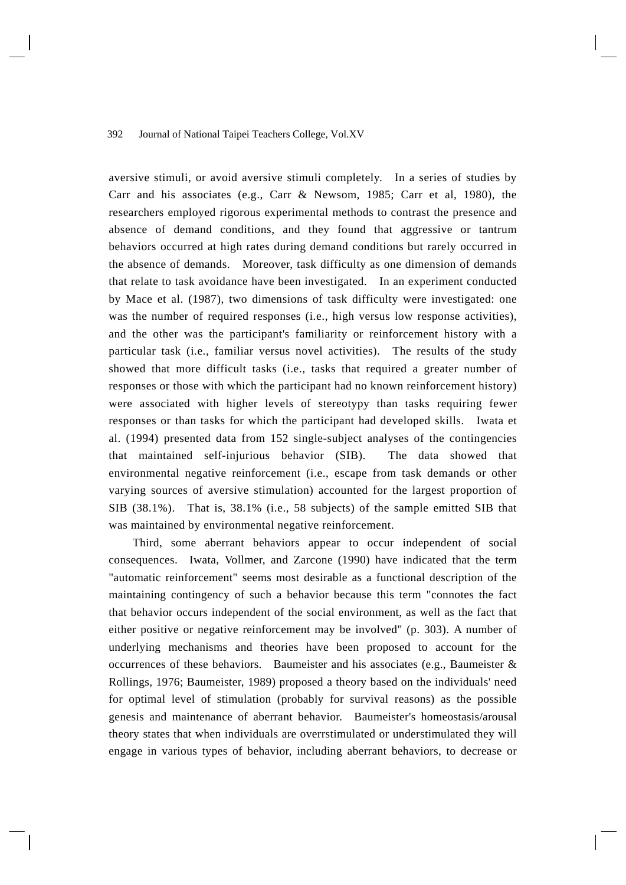aversive stimuli, or avoid aversive stimuli completely. In a series of studies by Carr and his associates (e.g., Carr & Newsom, 1985; Carr et al, 1980), the researchers employed rigorous experimental methods to contrast the presence and absence of demand conditions, and they found that aggressive or tantrum behaviors occurred at high rates during demand conditions but rarely occurred in the absence of demands. Moreover, task difficulty as one dimension of demands that relate to task avoidance have been investigated. In an experiment conducted by Mace et al. (1987), two dimensions of task difficulty were investigated: one was the number of required responses (i.e., high versus low response activities), and the other was the participant's familiarity or reinforcement history with a particular task (i.e., familiar versus novel activities). The results of the study showed that more difficult tasks (i.e., tasks that required a greater number of responses or those with which the participant had no known reinforcement history) were associated with higher levels of stereotypy than tasks requiring fewer responses or than tasks for which the participant had developed skills. Iwata et al. (1994) presented data from 152 single-subject analyses of the contingencies that maintained self-injurious behavior (SIB). The data showed that environmental negative reinforcement (i.e., escape from task demands or other varying sources of aversive stimulation) accounted for the largest proportion of SIB (38.1%). That is, 38.1% (i.e., 58 subjects) of the sample emitted SIB that was maintained by environmental negative reinforcement.

Third, some aberrant behaviors appear to occur independent of social consequences. Iwata, Vollmer, and Zarcone (1990) have indicated that the term "automatic reinforcement" seems most desirable as a functional description of the maintaining contingency of such a behavior because this term "connotes the fact that behavior occurs independent of the social environment, as well as the fact that either positive or negative reinforcement may be involved" (p. 303). A number of underlying mechanisms and theories have been proposed to account for the occurrences of these behaviors. Baumeister and his associates (e.g., Baumeister & Rollings, 1976; Baumeister, 1989) proposed a theory based on the individuals' need for optimal level of stimulation (probably for survival reasons) as the possible genesis and maintenance of aberrant behavior. Baumeister's homeostasis/arousal theory states that when individuals are overrstimulated or understimulated they will engage in various types of behavior, including aberrant behaviors, to decrease or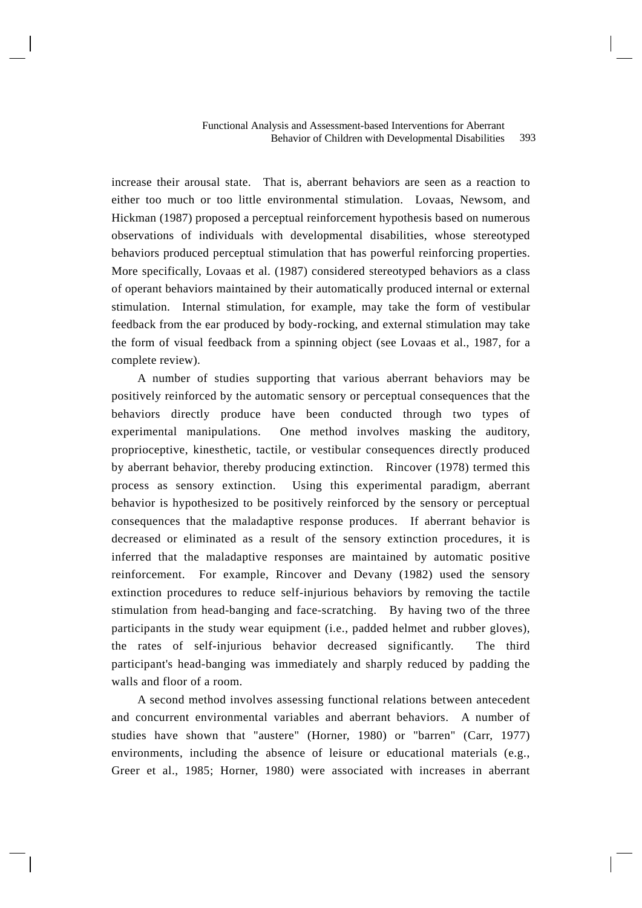increase their arousal state. That is, aberrant behaviors are seen as a reaction to either too much or too little environmental stimulation. Lovaas, Newsom, and Hickman (1987) proposed a perceptual reinforcement hypothesis based on numerous observations of individuals with developmental disabilities, whose stereotyped behaviors produced perceptual stimulation that has powerful reinforcing properties. More specifically, Lovaas et al. (1987) considered stereotyped behaviors as a class of operant behaviors maintained by their automatically produced internal or external stimulation. Internal stimulation, for example, may take the form of vestibular feedback from the ear produced by body-rocking, and external stimulation may take the form of visual feedback from a spinning object (see Lovaas et al., 1987, for a complete review).

A number of studies supporting that various aberrant behaviors may be positively reinforced by the automatic sensory or perceptual consequences that the behaviors directly produce have been conducted through two types of experimental manipulations. One method involves masking the auditory, proprioceptive, kinesthetic, tactile, or vestibular consequences directly produced by aberrant behavior, thereby producing extinction. Rincover (1978) termed this process as sensory extinction. Using this experimental paradigm, aberrant behavior is hypothesized to be positively reinforced by the sensory or perceptual consequences that the maladaptive response produces. If aberrant behavior is decreased or eliminated as a result of the sensory extinction procedures, it is inferred that the maladaptive responses are maintained by automatic positive reinforcement. For example, Rincover and Devany (1982) used the sensory extinction procedures to reduce self-injurious behaviors by removing the tactile stimulation from head-banging and face-scratching. By having two of the three participants in the study wear equipment (i.e., padded helmet and rubber gloves), the rates of self-injurious behavior decreased significantly. The third participant's head-banging was immediately and sharply reduced by padding the walls and floor of a room.

A second method involves assessing functional relations between antecedent and concurrent environmental variables and aberrant behaviors. A number of studies have shown that "austere" (Horner, 1980) or "barren" (Carr, 1977) environments, including the absence of leisure or educational materials (e.g., Greer et al., 1985; Horner, 1980) were associated with increases in aberrant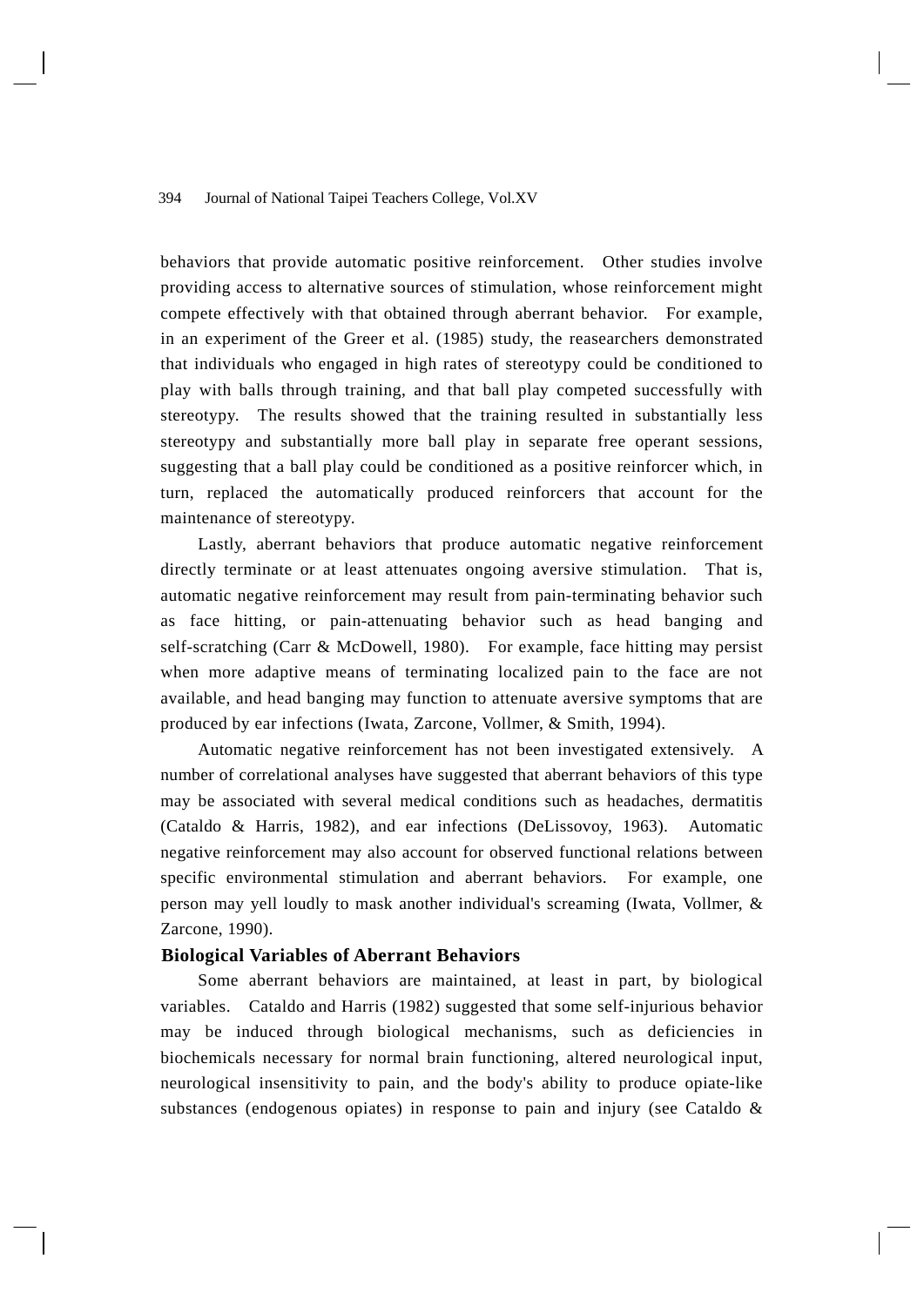behaviors that provide automatic positive reinforcement. Other studies involve providing access to alternative sources of stimulation, whose reinforcement might compete effectively with that obtained through aberrant behavior. For example, in an experiment of the Greer et al. (1985) study, the reasearchers demonstrated that individuals who engaged in high rates of stereotypy could be conditioned to play with balls through training, and that ball play competed successfully with stereotypy. The results showed that the training resulted in substantially less stereotypy and substantially more ball play in separate free operant sessions, suggesting that a ball play could be conditioned as a positive reinforcer which, in turn, replaced the automatically produced reinforcers that account for the maintenance of stereotypy.

Lastly, aberrant behaviors that produce automatic negative reinforcement directly terminate or at least attenuates ongoing aversive stimulation. That is, automatic negative reinforcement may result from pain-terminating behavior such as face hitting, or pain-attenuating behavior such as head banging and self-scratching (Carr & McDowell, 1980). For example, face hitting may persist when more adaptive means of terminating localized pain to the face are not available, and head banging may function to attenuate aversive symptoms that are produced by ear infections (Iwata, Zarcone, Vollmer, & Smith, 1994).

Automatic negative reinforcement has not been investigated extensively. A number of correlational analyses have suggested that aberrant behaviors of this type may be associated with several medical conditions such as headaches, dermatitis (Cataldo & Harris, 1982), and ear infections (DeLissovoy, 1963). Automatic negative reinforcement may also account for observed functional relations between specific environmental stimulation and aberrant behaviors. For example, one person may yell loudly to mask another individual's screaming (Iwata, Vollmer, & Zarcone, 1990).

### Biological Variables of Aberrant Behaviors

Some aberrant behaviors are maintained, at least in part, by biological variables. Cataldo and Harris (1982) suggested that some self-injurious behavior may be induced through biological mechanisms, such as deficiencies in biochemicals necessary for normal brain functioning, altered neurological input, neurological insensitivity to pain, and the body's ability to produce opiate-like substances (endogenous opiates) in response to pain and injury (see Cataldo &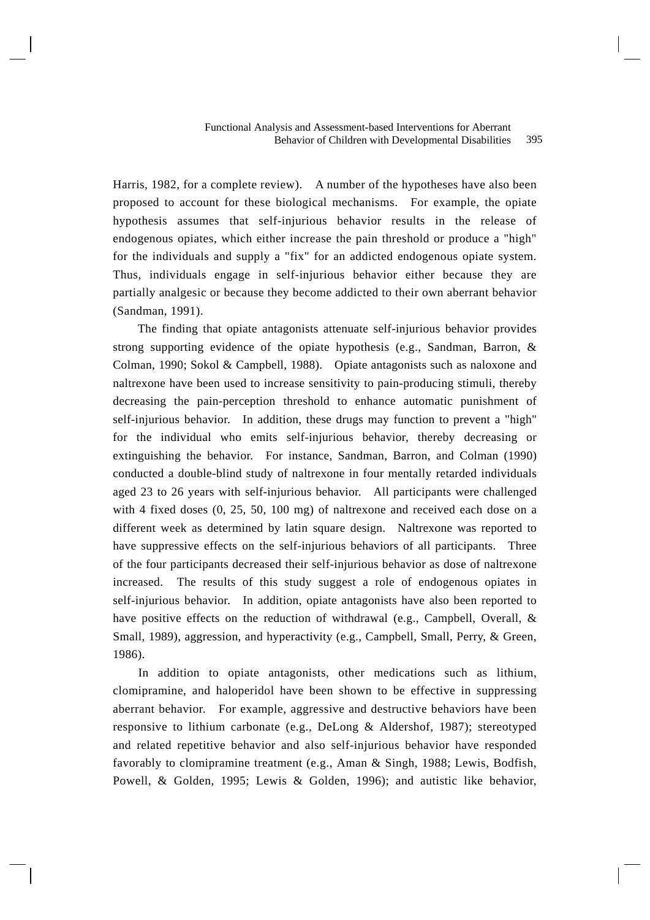Harris, 1982, for a complete review). A number of the hypotheses have also been proposed to account for these biological mechanisms. For example, the opiate hypothesis assumes that self-injurious behavior results in the release of endogenous opiates, which either increase the pain threshold or produce a "high" for the individuals and supply a "fix" for an addicted endogenous opiate system. Thus, individuals engage in self-injurious behavior either because they are partially analgesic or because they become addicted to their own aberrant behavior (Sandman, 1991).

The finding that opiate antagonists attenuate self-injurious behavior provides strong supporting evidence of the opiate hypothesis (e.g., Sandman, Barron, & Colman, 1990; Sokol & Campbell, 1988). Opiate antagonists such as naloxone and naltrexone have been used to increase sensitivity to pain-producing stimuli, thereby decreasing the pain-perception threshold to enhance automatic punishment of self-injurious behavior. In addition, these drugs may function to prevent a "high" for the individual who emits self-injurious behavior, thereby decreasing or extinguishing the behavior. For instance, Sandman, Barron, and Colman (1990) conducted a double-blind study of naltrexone in four mentally retarded individuals aged 23 to 26 years with self-injurious behavior. All participants were challenged with 4 fixed doses (0, 25, 50, 100 mg) of naltrexone and received each dose on a different week as determined by latin square design. Naltrexone was reported to have suppressive effects on the self-injurious behaviors of all participants. Three of the four participants decreased their self-injurious behavior as dose of naltrexone increased. The results of this study suggest a role of endogenous opiates in self-injurious behavior. In addition, opiate antagonists have also been reported to have positive effects on the reduction of withdrawal (e.g., Campbell, Overall, & Small, 1989), aggression, and hyperactivity (e.g., Campbell, Small, Perry, & Green, 1986).

In addition to opiate antagonists, other medications such as lithium, clomipramine, and haloperidol have been shown to be effective in suppressing aberrant behavior. For example, aggressive and destructive behaviors have been responsive to lithium carbonate (e.g., DeLong & Aldershof, 1987); stereotyped and related repetitive behavior and also self-injurious behavior have responded favorably to clomipramine treatment (e.g., Aman & Singh, 1988; Lewis, Bodfish, Powell, & Golden, 1995; Lewis & Golden, 1996); and autistic like behavior,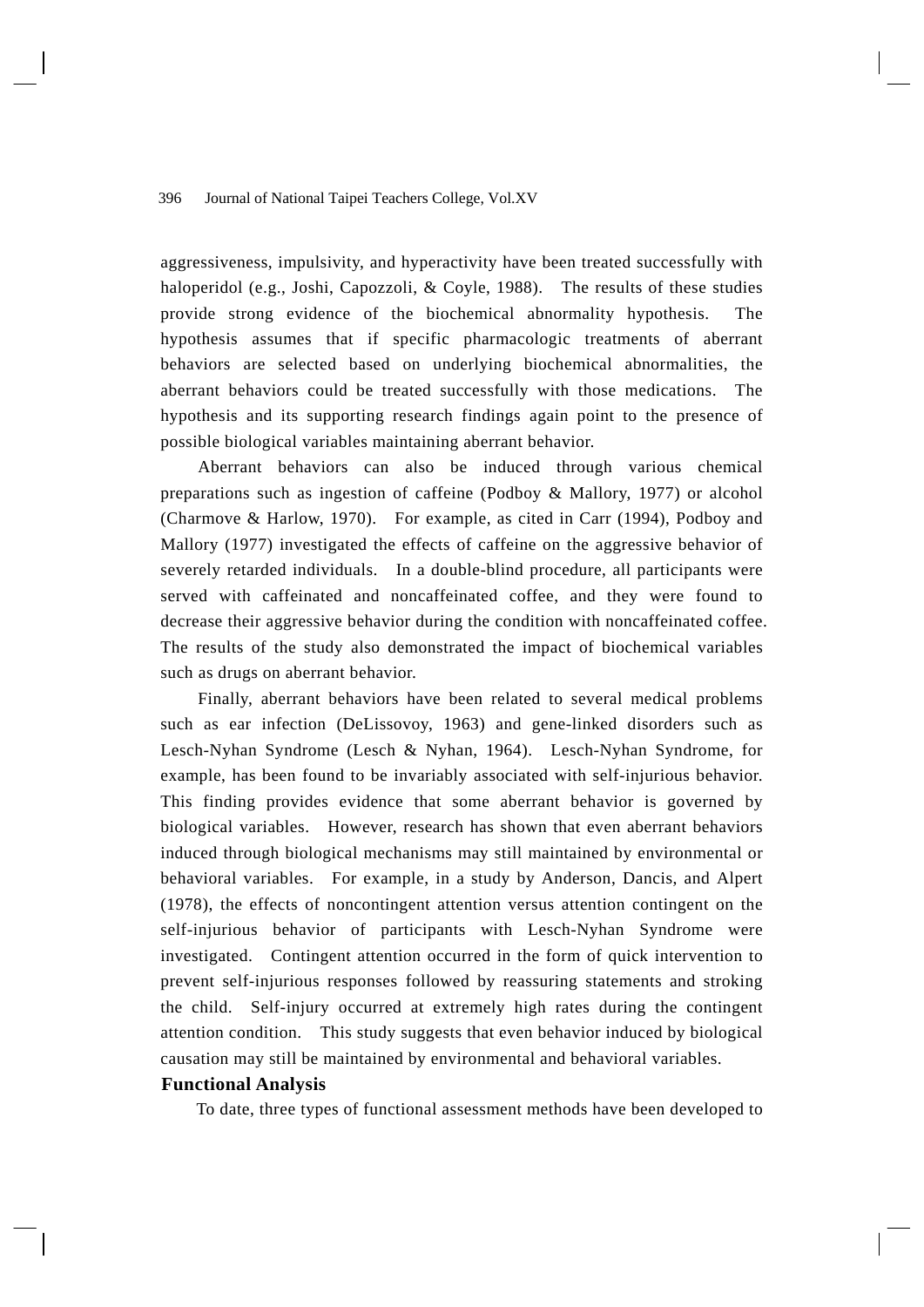aggressiveness, impulsivity, and hyperactivity have been treated successfully with haloperidol (e.g., Joshi, Capozzoli, & Coyle, 1988). The results of these studies provide strong evidence of the biochemical abnormality hypothesis. The hypothesis assumes that if specific pharmacologic treatments of aberrant behaviors are selected based on underlying biochemical abnormalities, the aberrant behaviors could be treated successfully with those medications. The hypothesis and its supporting research findings again point to the presence of possible biological variables maintaining aberrant behavior.

Aberrant behaviors can also be induced through various chemical preparations such as ingestion of caffeine (Podboy & Mallory, 1977) or alcohol (Charmove & Harlow, 1970). For example, as cited in Carr (1994), Podboy and Mallory (1977) investigated the effects of caffeine on the aggressive behavior of severely retarded individuals. In a double-blind procedure, all participants were served with caffeinated and noncaffeinated coffee, and they were found to decrease their aggressive behavior during the condition with noncaffeinated coffee. The results of the study also demonstrated the impact of biochemical variables such as drugs on aberrant behavior.

Finally, aberrant behaviors have been related to several medical problems such as ear infection (DeLissovoy, 1963) and gene-linked disorders such as Lesch-Nyhan Syndrome (Lesch & Nyhan, 1964). Lesch-Nyhan Syndrome, for example, has been found to be invariably associated with self-injurious behavior. This finding provides evidence that some aberrant behavior is governed by biological variables. However, research has shown that even aberrant behaviors induced through biological mechanisms may still maintained by environmental or behavioral variables. For example, in a study by Anderson, Dancis, and Alpert (1978), the effects of noncontingent attention versus attention contingent on the self-injurious behavior of participants with Lesch-Nyhan Syndrome were investigated. Contingent attention occurred in the form of quick intervention to prevent self-injurious responses followed by reassuring statements and stroking the child. Self-injury occurred at extremely high rates during the contingent attention condition. This study suggests that even behavior induced by biological causation may still be maintained by environmental and behavioral variables.

## Functional Analysis

To date, three types of functional assessment methods have been developed to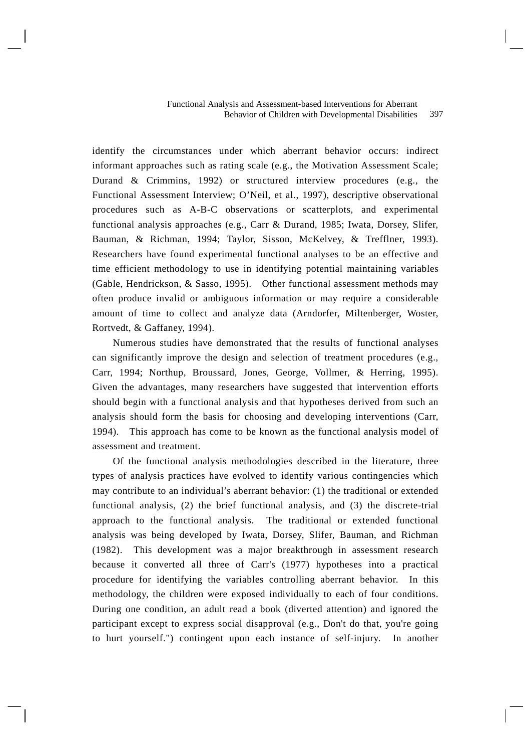identify the circumstances under which aberrant behavior occurs: indirect informant approaches such as rating scale (e.g., the Motivation Assessment Scale; Durand & Crimmins, 1992) or structured interview procedures (e.g., the Functional Assessment Interview; O'Neil, et al., 1997), descriptive observational procedures such as A-B-C observations or scatterplots, and experimental functional analysis approaches (e.g., Carr & Durand, 1985; Iwata, Dorsey, Slifer, Bauman, & Richman, 1994; Taylor, Sisson, McKelvey, & Trefflner, 1993). Researchers have found experimental functional analyses to be an effective and time efficient methodology to use in identifying potential maintaining variables (Gable, Hendrickson, & Sasso, 1995). Other functional assessment methods may often produce invalid or ambiguous information or may require a considerable amount of time to collect and analyze data (Arndorfer, Miltenberger, Woster, Rortvedt, & Gaffaney, 1994).

Numerous studies have demonstrated that the results of functional analyses can significantly improve the design and selection of treatment procedures (e.g., Carr, 1994; Northup, Broussard, Jones, George, Vollmer, & Herring, 1995). Given the advantages, many researchers have suggested that intervention efforts should begin with a functional analysis and that hypotheses derived from such an analysis should form the basis for choosing and developing interventions (Carr, 1994). This approach has come to be known as the functional analysis model of assessment and treatment.

Of the functional analysis methodologies described in the literature, three types of analysis practices have evolved to identify various contingencies which may contribute to an individual's aberrant behavior: (1) the traditional or extended functional analysis, (2) the brief functional analysis, and (3) the discrete-trial approach to the functional analysis. The traditional or extended functional analysis was being developed by Iwata, Dorsey, Slifer, Bauman, and Richman (1982). This development was a major breakthrough in assessment research because it converted all three of Carr's (1977) hypotheses into a practical procedure for identifying the variables controlling aberrant behavior. In this methodology, the children were exposed individually to each of four conditions. During one condition, an adult read a book (diverted attention) and ignored the participant except to express social disapproval (e.g., Don't do that, you're going to hurt yourself.") contingent upon each instance of self-injury. In another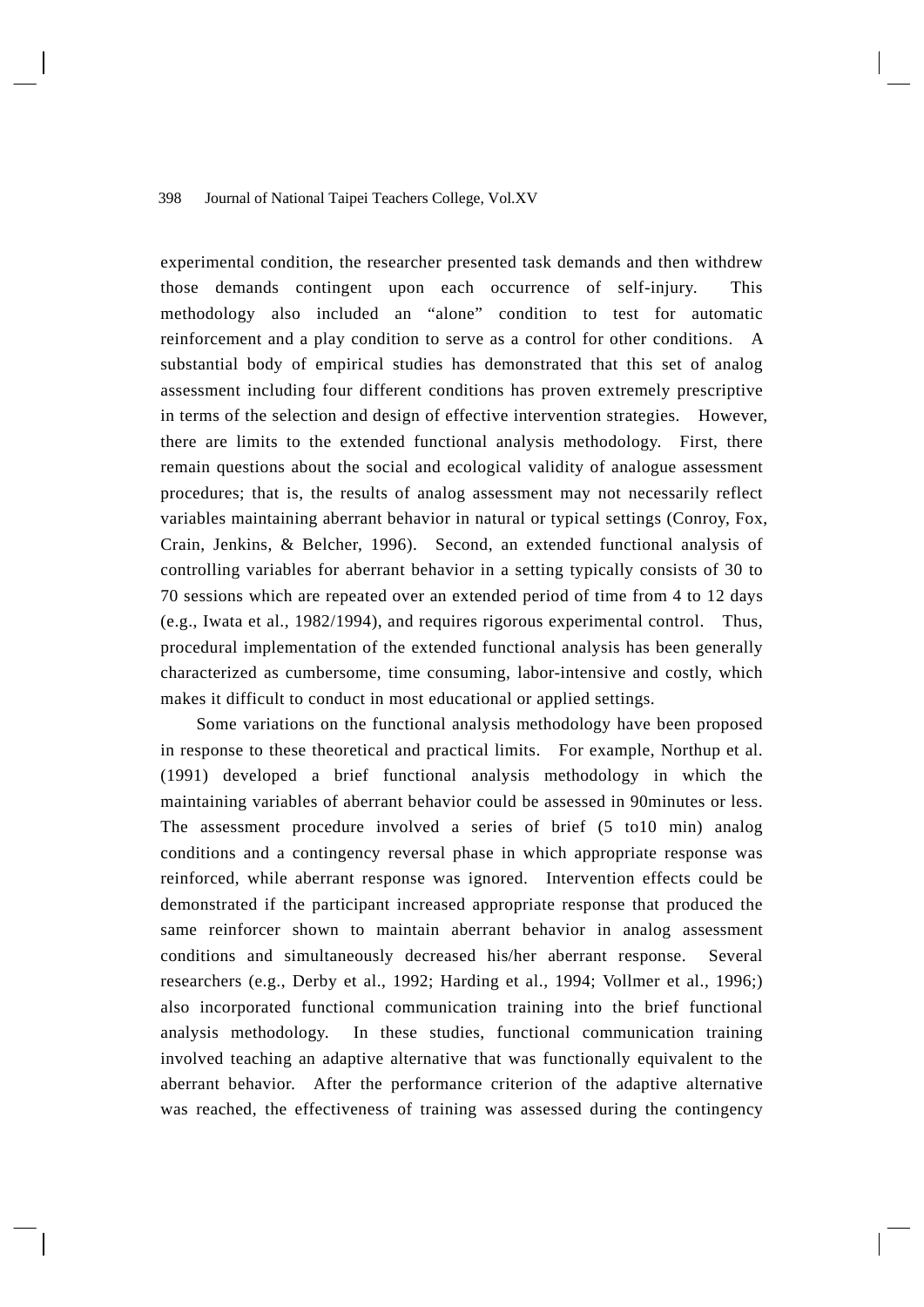experimental condition, the researcher presented task demands and then withdrew those demands contingent upon each occurrence of self-injury. This methodology also included an "alone" condition to test for automatic reinforcement and a play condition to serve as a control for other conditions. A substantial body of empirical studies has demonstrated that this set of analog assessment including four different conditions has proven extremely prescriptive in terms of the selection and design of effective intervention strategies. However, there are limits to the extended functional analysis methodology. First, there remain questions about the social and ecological validity of analogue assessment procedures; that is, the results of analog assessment may not necessarily reflect variables maintaining aberrant behavior in natural or typical settings (Conroy, Fox, Crain, Jenkins, & Belcher, 1996). Second, an extended functional analysis of controlling variables for aberrant behavior in a setting typically consists of 30 to 70 sessions which are repeated over an extended period of time from 4 to 12 days (e.g., Iwata et al., 1982/1994), and requires rigorous experimental control. Thus, procedural implementation of the extended functional analysis has been generally characterized as cumbersome, time consuming, labor-intensive and costly, which makes it difficult to conduct in most educational or applied settings.

Some variations on the functional analysis methodology have been proposed in response to these theoretical and practical limits. For example, Northup et al. (1991) developed a brief functional analysis methodology in which the maintaining variables of aberrant behavior could be assessed in 90minutes or less. The assessment procedure involved a series of brief (5 to10 min) analog conditions and a contingency reversal phase in which appropriate response was reinforced, while aberrant response was ignored. Intervention effects could be demonstrated if the participant increased appropriate response that produced the same reinforcer shown to maintain aberrant behavior in analog assessment conditions and simultaneously decreased his/her aberrant response. Several researchers (e.g., Derby et al., 1992; Harding et al., 1994; Vollmer et al., 1996;) also incorporated functional communication training into the brief functional analysis methodology. In these studies, functional communication training involved teaching an adaptive alternative that was functionally equivalent to the aberrant behavior. After the performance criterion of the adaptive alternative was reached, the effectiveness of training was assessed during the contingency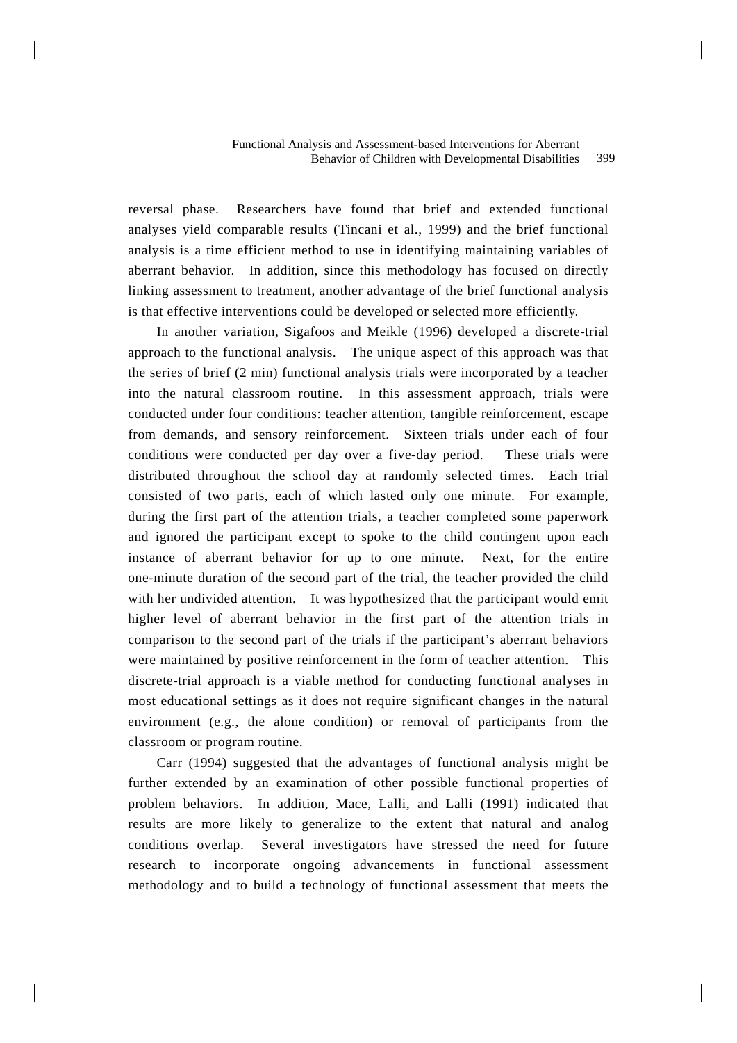reversal phase. Researchers have found that brief and extended functional analyses yield comparable results (Tincani et al., 1999) and the brief functional analysis is a time efficient method to use in identifying maintaining variables of aberrant behavior. In addition, since this methodology has focused on directly linking assessment to treatment, another advantage of the brief functional analysis is that effective interventions could be developed or selected more efficiently.

In another variation, Sigafoos and Meikle (1996) developed a discrete-trial approach to the functional analysis. The unique aspect of this approach was that the series of brief (2 min) functional analysis trials were incorporated by a teacher into the natural classroom routine. In this assessment approach, trials were conducted under four conditions: teacher attention, tangible reinforcement, escape from demands, and sensory reinforcement. Sixteen trials under each of four conditions were conducted per day over a five-day period. These trials were distributed throughout the school day at randomly selected times. Each trial consisted of two parts, each of which lasted only one minute. For example, during the first part of the attention trials, a teacher completed some paperwork and ignored the participant except to spoke to the child contingent upon each instance of aberrant behavior for up to one minute. Next, for the entire one-minute duration of the second part of the trial, the teacher provided the child with her undivided attention. It was hypothesized that the participant would emit higher level of aberrant behavior in the first part of the attention trials in comparison to the second part of the trials if the participant's aberrant behaviors were maintained by positive reinforcement in the form of teacher attention. This discrete-trial approach is a viable method for conducting functional analyses in most educational settings as it does not require significant changes in the natural environment (e.g., the alone condition) or removal of participants from the classroom or program routine.

Carr (1994) suggested that the advantages of functional analysis might be further extended by an examination of other possible functional properties of problem behaviors. In addition, Mace, Lalli, and Lalli (1991) indicated that results are more likely to generalize to the extent that natural and analog conditions overlap. Several investigators have stressed the need for future research to incorporate ongoing advancements in functional assessment methodology and to build a technology of functional assessment that meets the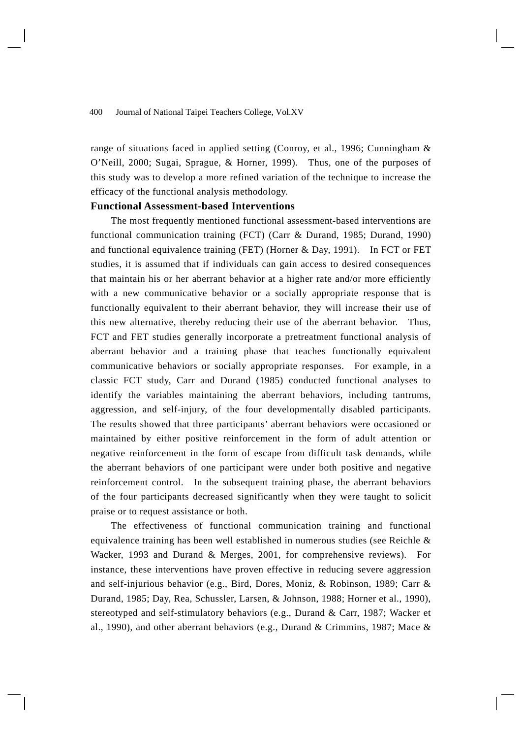range of situations faced in applied setting (Conroy, et al., 1996; Cunningham & O'Neill, 2000; Sugai, Sprague, & Horner, 1999). Thus, one of the purposes of this study was to develop a more refined variation of the technique to increase the efficacy of the functional analysis methodology.

### Functional Assessment-based Interventions

The most frequently mentioned functional assessment-based interventions are functional communication training (FCT) (Carr & Durand, 1985; Durand, 1990) and functional equivalence training (FET) (Horner & Day, 1991). In FCT or FET studies, it is assumed that if individuals can gain access to desired consequences that maintain his or her aberrant behavior at a higher rate and/or more efficiently with a new communicative behavior or a socially appropriate response that is functionally equivalent to their aberrant behavior, they will increase their use of this new alternative, thereby reducing their use of the aberrant behavior. Thus, FCT and FET studies generally incorporate a pretreatment functional analysis of aberrant behavior and a training phase that teaches functionally equivalent communicative behaviors or socially appropriate responses. For example, in a classic FCT study, Carr and Durand (1985) conducted functional analyses to identify the variables maintaining the aberrant behaviors, including tantrums, aggression, and self-injury, of the four developmentally disabled participants. The results showed that three participants' aberrant behaviors were occasioned or maintained by either positive reinforcement in the form of adult attention or negative reinforcement in the form of escape from difficult task demands, while the aberrant behaviors of one participant were under both positive and negative reinforcement control. In the subsequent training phase, the aberrant behaviors of the four participants decreased significantly when they were taught to solicit praise or to request assistance or both.

The effectiveness of functional communication training and functional equivalence training has been well established in numerous studies (see Reichle & Wacker, 1993 and Durand & Merges, 2001, for comprehensive reviews). For instance, these interventions have proven effective in reducing severe aggression and self-injurious behavior (e.g., Bird, Dores, Moniz, & Robinson, 1989; Carr & Durand, 1985; Day, Rea, Schussler, Larsen, & Johnson, 1988; Horner et al., 1990), stereotyped and self-stimulatory behaviors (e.g., Durand & Carr, 1987; Wacker et al., 1990), and other aberrant behaviors (e.g., Durand & Crimmins, 1987; Mace &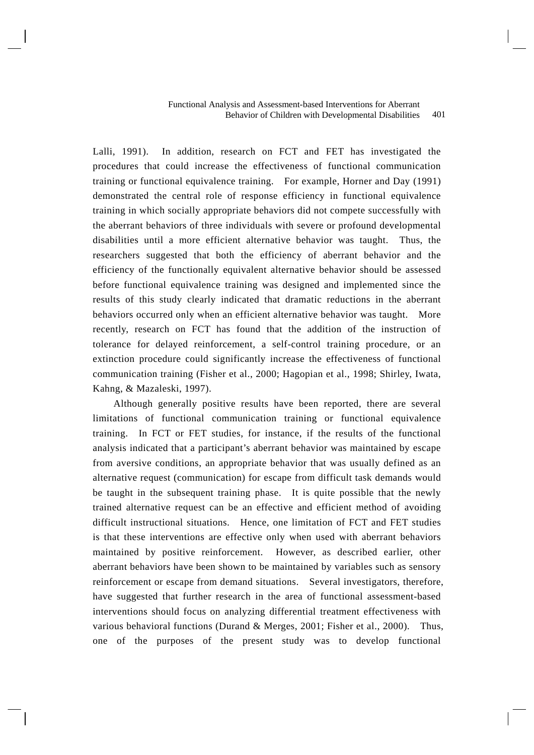Lalli, 1991). In addition, research on FCT and FET has investigated the procedures that could increase the effectiveness of functional communication training or functional equivalence training. For example, Horner and Day (1991) demonstrated the central role of response efficiency in functional equivalence training in which socially appropriate behaviors did not compete successfully with the aberrant behaviors of three individuals with severe or profound developmental disabilities until a more efficient alternative behavior was taught. Thus, the researchers suggested that both the efficiency of aberrant behavior and the efficiency of the functionally equivalent alternative behavior should be assessed before functional equivalence training was designed and implemented since the results of this study clearly indicated that dramatic reductions in the aberrant behaviors occurred only when an efficient alternative behavior was taught. More recently, research on FCT has found that the addition of the instruction of tolerance for delayed reinforcement, a self-control training procedure, or an extinction procedure could significantly increase the effectiveness of functional communication training (Fisher et al., 2000; Hagopian et al., 1998; Shirley, Iwata, Kahng, & Mazaleski, 1997).

Although generally positive results have been reported, there are several limitations of functional communication training or functional equivalence training. In FCT or FET studies, for instance, if the results of the functional analysis indicated that a participant's aberrant behavior was maintained by escape from aversive conditions, an appropriate behavior that was usually defined as an alternative request (communication) for escape from difficult task demands would be taught in the subsequent training phase. It is quite possible that the newly trained alternative request can be an effective and efficient method of avoiding difficult instructional situations. Hence, one limitation of FCT and FET studies is that these interventions are effective only when used with aberrant behaviors maintained by positive reinforcement. However, as described earlier, other aberrant behaviors have been shown to be maintained by variables such as sensory reinforcement or escape from demand situations. Several investigators, therefore, have suggested that further research in the area of functional assessment-based interventions should focus on analyzing differential treatment effectiveness with various behavioral functions (Durand & Merges, 2001; Fisher et al., 2000). Thus, one of the purposes of the present study was to develop functional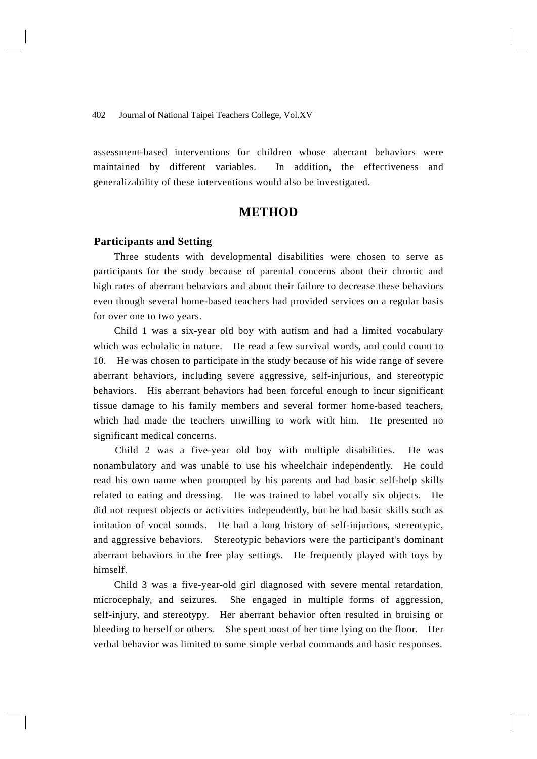assessment-based interventions for children whose aberrant behaviors were maintained by different variables. In addition, the effectiveness and generalizability of these interventions would also be investigated.

# METHOD

## Participants and Setting

Three students with developmental disabilities were chosen to serve as participants for the study because of parental concerns about their chronic and high rates of aberrant behaviors and about their failure to decrease these behaviors even though several home-based teachers had provided services on a regular basis for over one to two years.

Child 1 was a six-year old boy with autism and had a limited vocabulary which was echolalic in nature. He read a few survival words, and could count to 10. He was chosen to participate in the study because of his wide range of severe aberrant behaviors, including severe aggressive, self-injurious, and stereotypic behaviors. His aberrant behaviors had been forceful enough to incur significant tissue damage to his family members and several former home-based teachers, which had made the teachers unwilling to work with him. He presented no significant medical concerns.

Child 2 was a five-year old boy with multiple disabilities. He was nonambulatory and was unable to use his wheelchair independently. He could read his own name when prompted by his parents and had basic self-help skills related to eating and dressing. He was trained to label vocally six objects. He did not request objects or activities independently, but he had basic skills such as imitation of vocal sounds. He had a long history of self-injurious, stereotypic, and aggressive behaviors. Stereotypic behaviors were the participant's dominant aberrant behaviors in the free play settings. He frequently played with toys by himself.

Child 3 was a five-year-old girl diagnosed with severe mental retardation, microcephaly, and seizures. She engaged in multiple forms of aggression, self-injury, and stereotypy. Her aberrant behavior often resulted in bruising or bleeding to herself or others. She spent most of her time lying on the floor. Her verbal behavior was limited to some simple verbal commands and basic responses.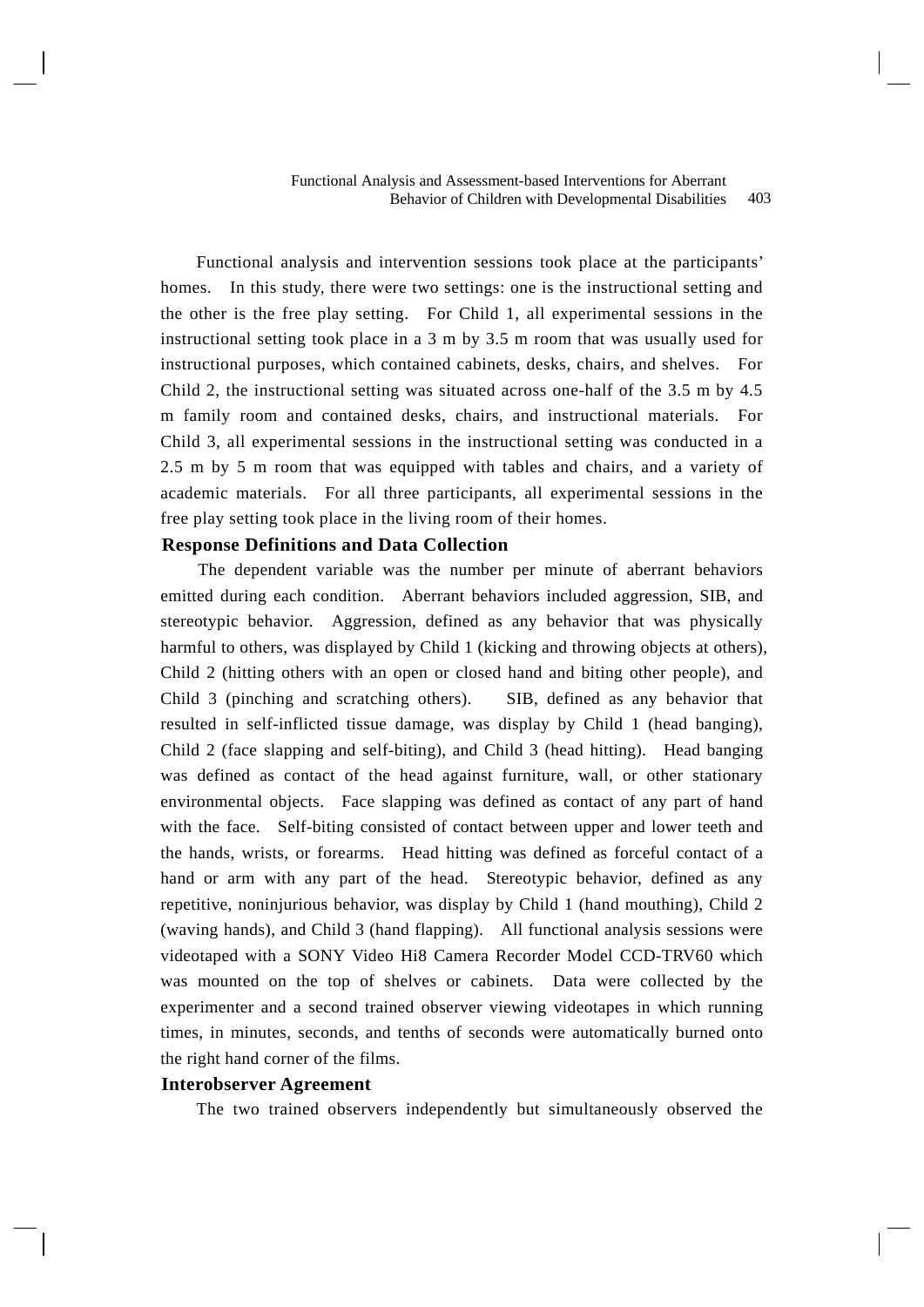Functional analysis and intervention sessions took place at the participants' homes. In this study, there were two settings: one is the instructional setting and the other is the free play setting. For Child 1, all experimental sessions in the instructional setting took place in a 3 m by 3.5 m room that was usually used for instructional purposes, which contained cabinets, desks, chairs, and shelves. For Child 2, the instructional setting was situated across one-half of the 3.5 m by 4.5 m family room and contained desks, chairs, and instructional materials. For Child 3, all experimental sessions in the instructional setting was conducted in a 2.5 m by 5 m room that was equipped with tables and chairs, and a variety of academic materials. For all three participants, all experimental sessions in the free play setting took place in the living room of their homes.

### Response Definitions and Data Collection

The dependent variable was the number per minute of aberrant behaviors emitted during each condition. Aberrant behaviors included aggression, SIB, and stereotypic behavior. Aggression, defined as any behavior that was physically harmful to others, was displayed by Child 1 (kicking and throwing objects at others), Child 2 (hitting others with an open or closed hand and biting other people), and Child 3 (pinching and scratching others). SIB, defined as any behavior that resulted in self-inflicted tissue damage, was display by Child 1 (head banging), Child 2 (face slapping and self-biting), and Child 3 (head hitting). Head banging was defined as contact of the head against furniture, wall, or other stationary environmental objects. Face slapping was defined as contact of any part of hand with the face. Self-biting consisted of contact between upper and lower teeth and the hands, wrists, or forearms. Head hitting was defined as forceful contact of a hand or arm with any part of the head. Stereotypic behavior, defined as any repetitive, noninjurious behavior, was display by Child 1 (hand mouthing), Child 2 (waving hands), and Child 3 (hand flapping). All functional analysis sessions were videotaped with a SONY Video Hi8 Camera Recorder Model CCD-TRV60 which was mounted on the top of shelves or cabinets. Data were collected by the experimenter and a second trained observer viewing videotapes in which running times, in minutes, seconds, and tenths of seconds were automatically burned onto the right hand corner of the films.

### Interobserver Agreement

The two trained observers independently but simultaneously observed the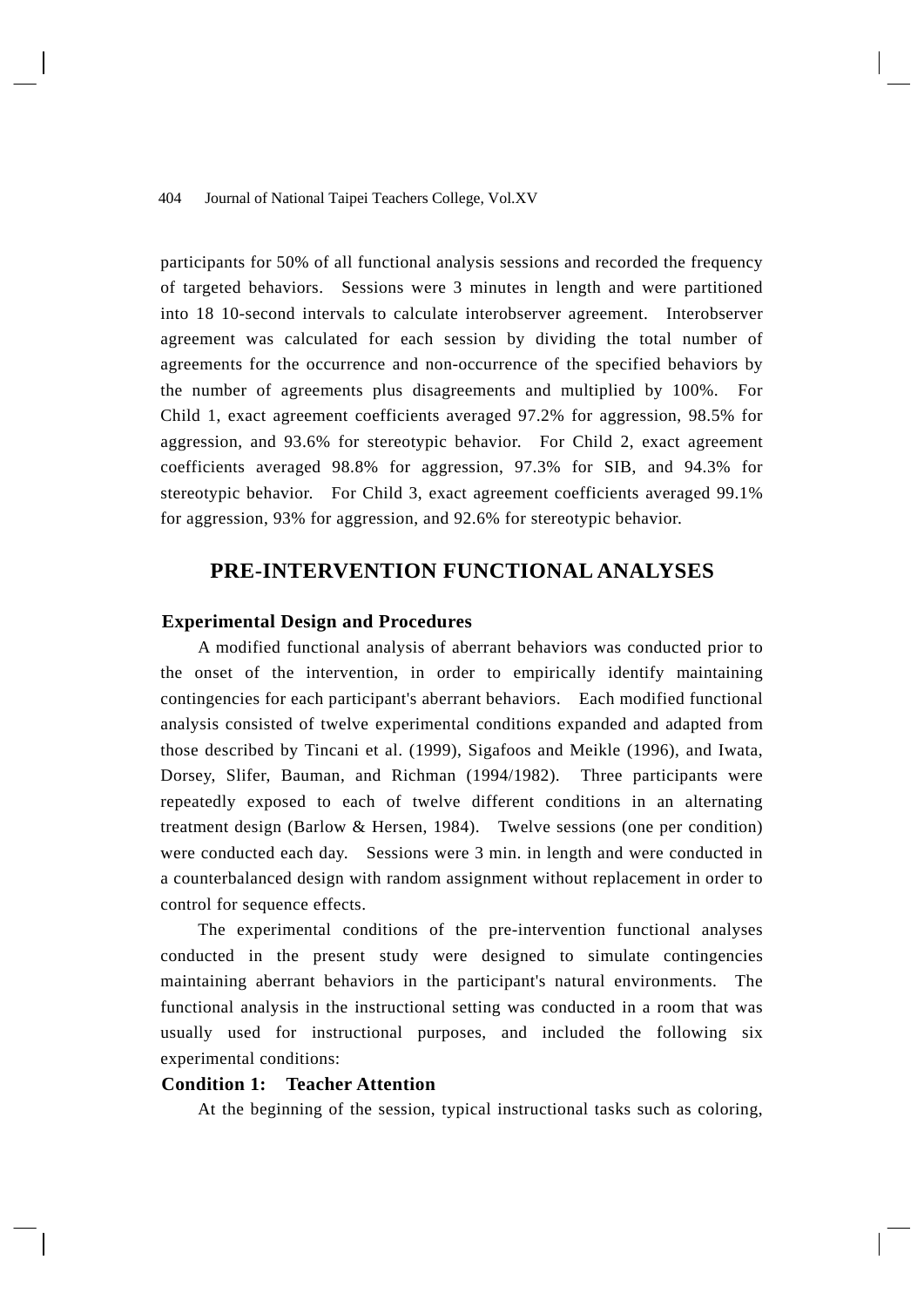participants for 50% of all functional analysis sessions and recorded the frequency of targeted behaviors. Sessions were 3 minutes in length and were partitioned into 18 10-second intervals to calculate interobserver agreement. Interobserver agreement was calculated for each session by dividing the total number of agreements for the occurrence and non-occurrence of the specified behaviors by the number of agreements plus disagreements and multiplied by 100%. For Child 1, exact agreement coefficients averaged 97.2% for aggression, 98.5% for aggression, and 93.6% for stereotypic behavior. For Child 2, exact agreement coefficients averaged 98.8% for aggression, 97.3% for SIB, and 94.3% for stereotypic behavior. For Child 3, exact agreement coefficients averaged 99.1% for aggression, 93% for aggression, and 92.6% for stereotypic behavior.

## PRE-INTERVENTION FUNCTIONAL ANALYSES

### Experimental Design and Procedures

A modified functional analysis of aberrant behaviors was conducted prior to the onset of the intervention, in order to empirically identify maintaining contingencies for each participant's aberrant behaviors. Each modified functional analysis consisted of twelve experimental conditions expanded and adapted from those described by Tincani et al. (1999), Sigafoos and Meikle (1996), and Iwata, Dorsey, Slifer, Bauman, and Richman (1994/1982). Three participants were repeatedly exposed to each of twelve different conditions in an alternating treatment design (Barlow & Hersen, 1984). Twelve sessions (one per condition) were conducted each day. Sessions were 3 min. in length and were conducted in a counterbalanced design with random assignment without replacement in order to control for sequence effects.

The experimental conditions of the pre-intervention functional analyses conducted in the present study were designed to simulate contingencies maintaining aberrant behaviors in the participant's natural environments. The functional analysis in the instructional setting was conducted in a room that was usually used for instructional purposes, and included the following six experimental conditions:

### Condition 1: Teacher Attention

At the beginning of the session, typical instructional tasks such as coloring,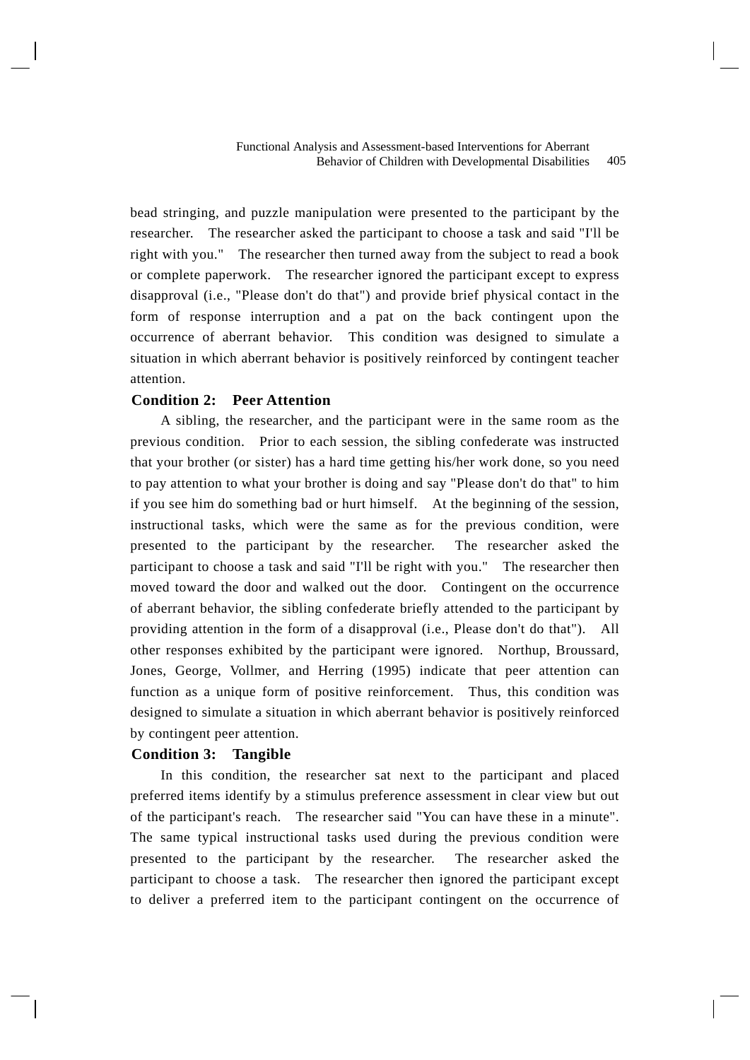bead stringing, and puzzle manipulation were presented to the participant by the researcher. The researcher asked the participant to choose a task and said "I'll be right with you." The researcher then turned away from the subject to read a book or complete paperwork. The researcher ignored the participant except to express disapproval (i.e., "Please don't do that") and provide brief physical contact in the form of response interruption and a pat on the back contingent upon the occurrence of aberrant behavior. This condition was designed to simulate a situation in which aberrant behavior is positively reinforced by contingent teacher attention.

**Condition 2: Peer Attention**

A sibling, the researcher, and the participant were in the same room as the previous condition. Prior to each session, the sibling confederate was instructed that your brother (or sister) has a hard time getting his/her work done, so you need to pay attention to what your brother is doing and say "Please don't do that" to him if you see him do something bad or hurt himself. At the beginning of the session, instructional tasks, which were the same as for the previous condition, were presented to the participant by the researcher. The researcher asked the participant to choose a task and said "I'll be right with you." The researcher then moved toward the door and walked out the door. Contingent on the occurrence of aberrant behavior, the sibling confederate briefly attended to the participant by providing attention in the form of a disapproval (i.e., Please don't do that"). All other responses exhibited by the participant were ignored. Northup, Broussard, Jones, George, Vollmer, and Herring (1995) indicate that peer attention can function as a unique form of positive reinforcement. Thus, this condition was designed to simulate a situation in which aberrant behavior is positively reinforced by contingent peer attention.

**Condition 3: Tangible**

In this condition, the researcher sat next to the participant and placed preferred items identify by a stimulus preference assessment in clear view but out of the participant's reach. The researcher said "You can have these in a minute". The same typical instructional tasks used during the previous condition were presented to the participant by the researcher. The researcher asked the participant to choose a task. The researcher then ignored the participant except to deliver a preferred item to the participant contingent on the occurrence of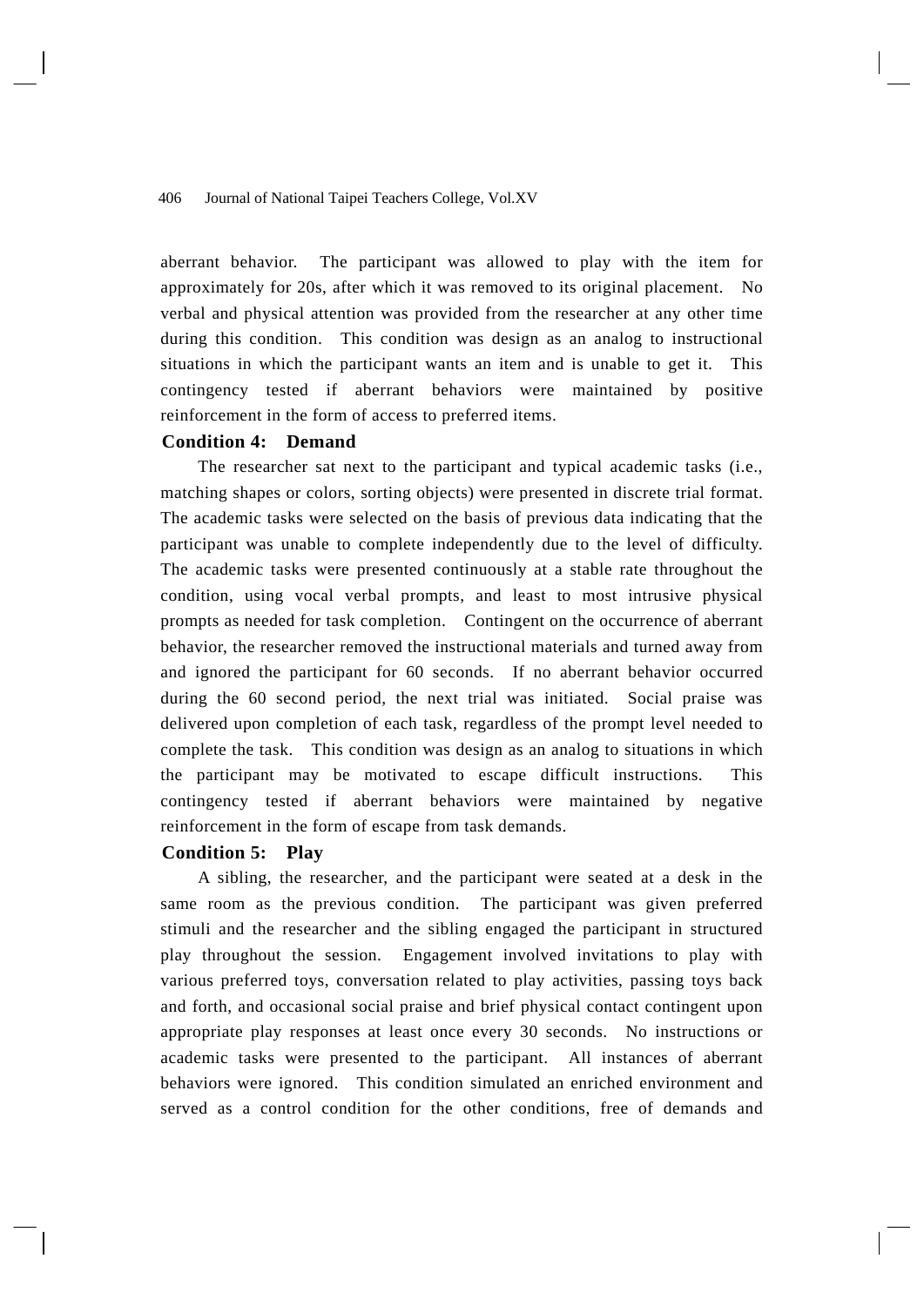aberrant behavior. The participant was allowed to play with the item for approximately for 20s, after which it was removed to its original placement. No verbal and physical attention was provided from the researcher at any other time during this condition. This condition was design as an analog to instructional situations in which the participant wants an item and is unable to get it. This contingency tested if aberrant behaviors were maintained by positive reinforcement in the form of access to preferred items.

**Condition 4: Demand**

The researcher sat next to the participant and typical academic tasks (i.e., matching shapes or colors, sorting objects) were presented in discrete trial format. The academic tasks were selected on the basis of previous data indicating that the participant was unable to complete independently due to the level of difficulty. The academic tasks were presented continuously at a stable rate throughout the condition, using vocal verbal prompts, and least to most intrusive physical prompts as needed for task completion. Contingent on the occurrence of aberrant behavior, the researcher removed the instructional materials and turned away from and ignored the participant for 60 seconds. If no aberrant behavior occurred during the 60 second period, the next trial was initiated. Social praise was delivered upon completion of each task, regardless of the prompt level needed to complete the task. This condition was design as an analog to situations in which the participant may be motivated to escape difficult instructions. This contingency tested if aberrant behaviors were maintained by negative reinforcement in the form of escape from task demands.

**Condition 5: Play**

A sibling, the researcher, and the participant were seated at a desk in the same room as the previous condition. The participant was given preferred stimuli and the researcher and the sibling engaged the participant in structured play throughout the session. Engagement involved invitations to play with various preferred toys, conversation related to play activities, passing toys back and forth, and occasional social praise and brief physical contact contingent upon appropriate play responses at least once every 30 seconds. No instructions or academic tasks were presented to the participant. All instances of aberrant behaviors were ignored. This condition simulated an enriched environment and served as a control condition for the other conditions, free of demands and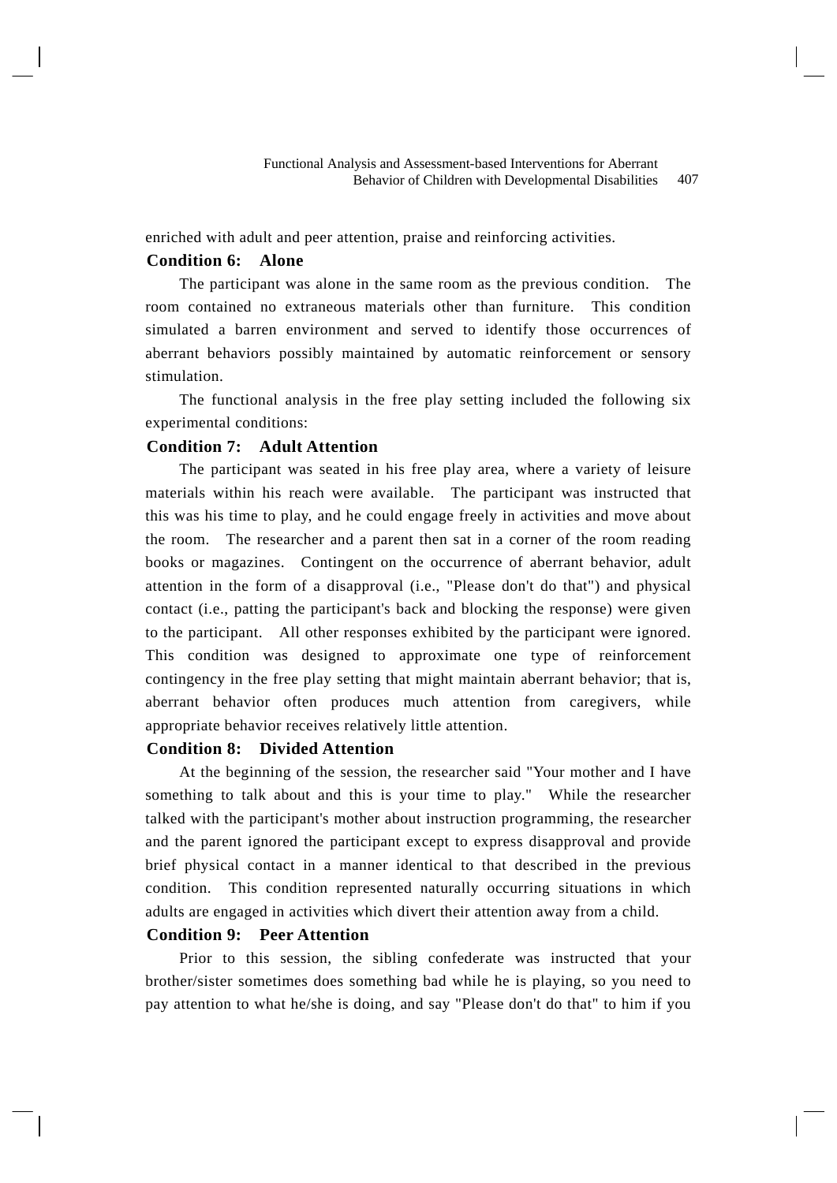enriched with adult and peer attention, praise and reinforcing activities.

**Condition 6: Alone**

The participant was alone in the same room as the previous condition. The room contained no extraneous materials other than furniture. This condition simulated a barren environment and served to identify those occurrences of aberrant behaviors possibly maintained by automatic reinforcement or sensory stimulation.

The functional analysis in the free play setting included the following six experimental conditions:

**Condition 7: Adult Attention**

The participant was seated in his free play area, where a variety of leisure materials within his reach were available. The participant was instructed that this was his time to play, and he could engage freely in activities and move about the room. The researcher and a parent then sat in a corner of the room reading books or magazines. Contingent on the occurrence of aberrant behavior, adult attention in the form of a disapproval (i.e., "Please don't do that") and physical contact (i.e., patting the participant's back and blocking the response) were given to the participant. All other responses exhibited by the participant were ignored. This condition was designed to approximate one type of reinforcement contingency in the free play setting that might maintain aberrant behavior; that is, aberrant behavior often produces much attention from caregivers, while appropriate behavior receives relatively little attention.

**Condition 8: Divided Attention**

At the beginning of the session, the researcher said "Your mother and I have something to talk about and this is your time to play." While the researcher talked with the participant's mother about instruction programming, the researcher and the parent ignored the participant except to express disapproval and provide brief physical contact in a manner identical to that described in the previous condition. This condition represented naturally occurring situations in which adults are engaged in activities which divert their attention away from a child.

**Condition 9: Peer Attention**

Prior to this session, the sibling confederate was instructed that your brother/sister sometimes does something bad while he is playing, so you need to pay attention to what he/she is doing, and say "Please don't do that" to him if you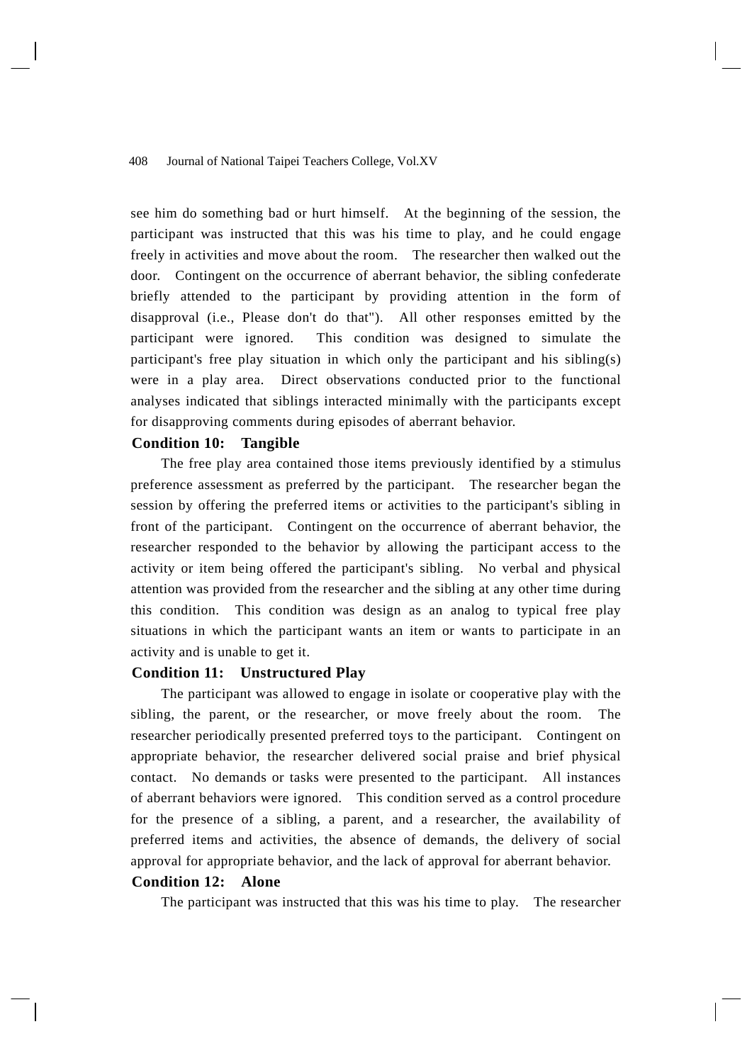see him do something bad or hurt himself. At the beginning of the session, the participant was instructed that this was his time to play, and he could engage freely in activities and move about the room. The researcher then walked out the door. Contingent on the occurrence of aberrant behavior, the sibling confederate briefly attended to the participant by providing attention in the form of disapproval (i.e., Please don't do that"). All other responses emitted by the participant were ignored. This condition was designed to simulate the participant's free play situation in which only the participant and his sibling(s) were in a play area. Direct observations conducted prior to the functional analyses indicated that siblings interacted minimally with the participants except for disapproving comments during episodes of aberrant behavior.

**Condition 10: Tangible**

The free play area contained those items previously identified by a stimulus preference assessment as preferred by the participant. The researcher began the session by offering the preferred items or activities to the participant's sibling in front of the participant. Contingent on the occurrence of aberrant behavior, the researcher responded to the behavior by allowing the participant access to the activity or item being offered the participant's sibling. No verbal and physical attention was provided from the researcher and the sibling at any other time during this condition. This condition was design as an analog to typical free play situations in which the participant wants an item or wants to participate in an activity and is unable to get it.

**Condition 11: Unstructured Play**

The participant was allowed to engage in isolate or cooperative play with the sibling, the parent, or the researcher, or move freely about the room. The researcher periodically presented preferred toys to the participant. Contingent on appropriate behavior, the researcher delivered social praise and brief physical contact. No demands or tasks were presented to the participant. All instances of aberrant behaviors were ignored. This condition served as a control procedure for the presence of a sibling, a parent, and a researcher, the availability of preferred items and activities, the absence of demands, the delivery of social approval for appropriate behavior, and the lack of approval for aberrant behavior.

**Condition 12: Alone**

The participant was instructed that this was his time to play. The researcher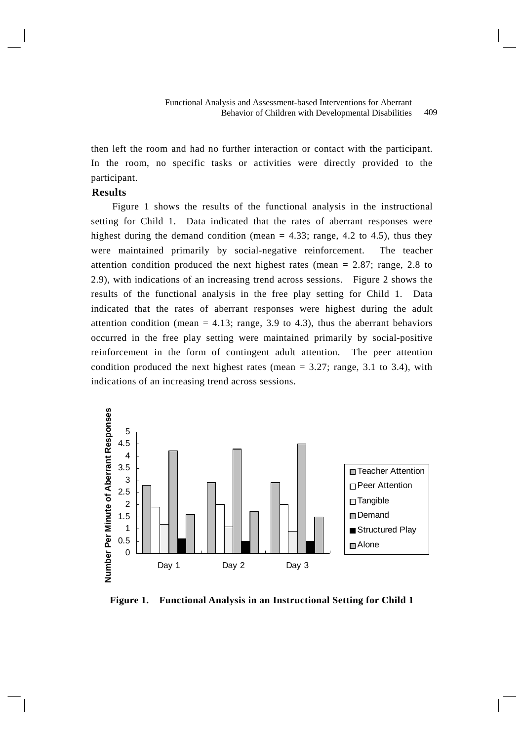then left the room and had no further interaction or contact with the participant. In the room, no specific tasks or activities were directly provided to the participant.

## Results

Figure 1 shows the results of the functional analysis in the instructional setting for Child 1. Data indicated that the rates of aberrant responses were highest during the demand condition (mean = 4.33; range, 4.2 to 4.5), thus they were maintained primarily by social-negative reinforcement. The teacher attention condition produced the next highest rates (mean = 2.87; range, 2.8 to 2.9), with indications of an increasing trend across sessions. Figure 2 shows the results of the functional analysis in the free play setting for Child 1. Data indicated that the rates of aberrant responses were highest during the adult attention condition (mean = 4.13; range, 3.9 to 4.3), thus the aberrant behaviors occurred in the free play setting were maintained primarily by social-positive reinforcement in the form of contingent adult attention. The peer attention condition produced the next highest rates (mean = 3.27; range, 3.1 to 3.4), with indications of an increasing trend across sessions.

**Figure 1. Functional Analysis in an Instructional Setting for Child 1**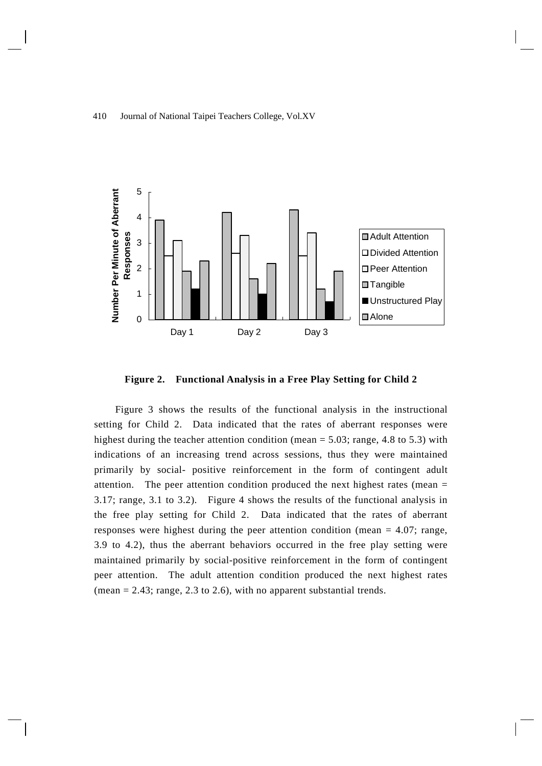**Figure 2. Functional Analysis in a Free Play Setting for Child 2**

Figure 3 shows the results of the functional analysis in the instructional setting for Child 2. Data indicated that the rates of aberrant responses were highest during the teacher attention condition (mean = 5.03; range, 4.8 to 5.3) with indications of an increasing trend across sessions, thus they were maintained primarily by social- positive reinforcement in the form of contingent adult attention. The peer attention condition produced the next highest rates (mean = 3.17; range, 3.1 to 3.2). Figure 4 shows the results of the functional analysis in the free play setting for Child 2. Data indicated that the rates of aberrant responses were highest during the peer attention condition (mean = 4.07; range, 3.9 to 4.2), thus the aberrant behaviors occurred in the free play setting were maintained primarily by social-positive reinforcement in the form of contingent peer attention. The adult attention condition produced the next highest rates (mean = 2.43; range, 2.3 to 2.6), with no apparent substantial trends.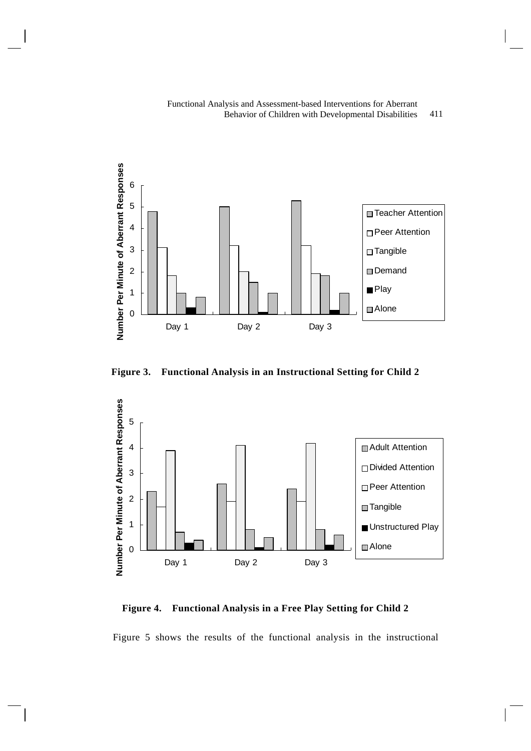**Figure 3. Functional Analysis in an Instructional Setting for Child 2**

**Figure 4. Functional Analysis in a Free Play Setting for Child 2**

Figure 5 shows the results of the functional analysis in the instructional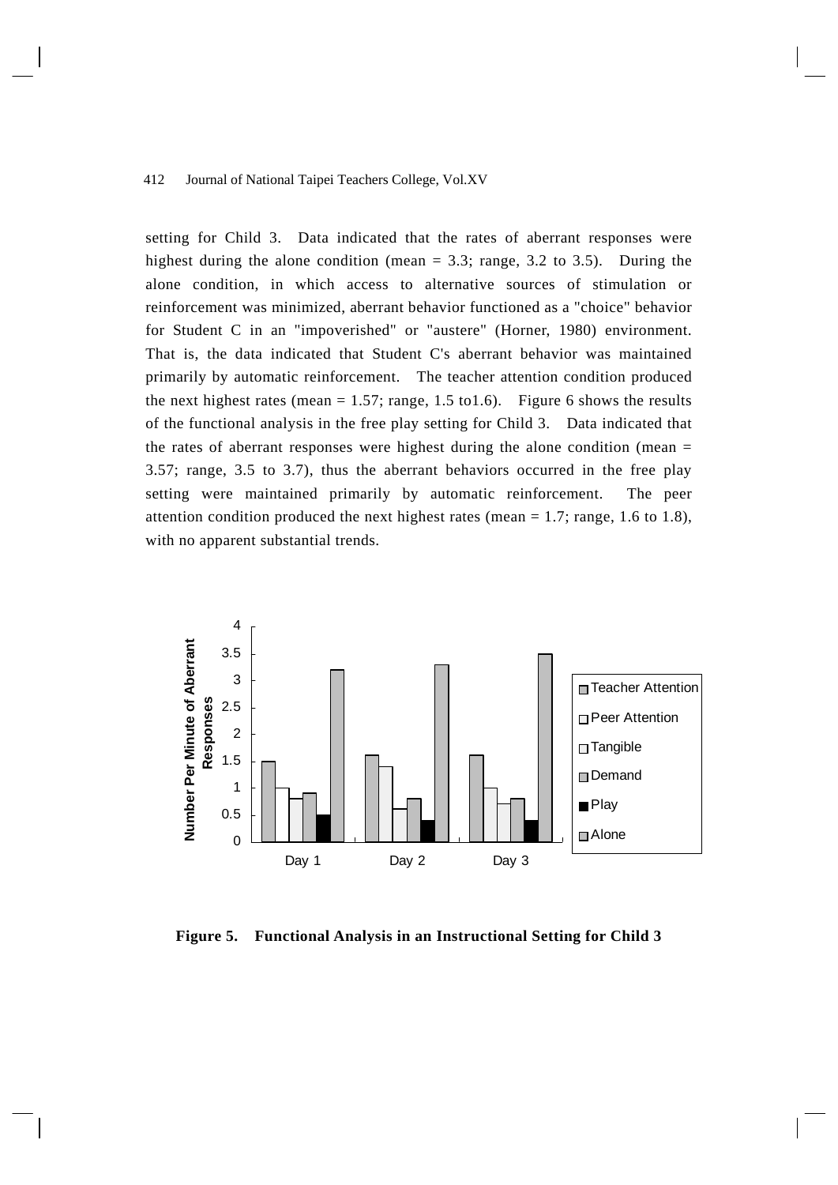setting for Child 3. Data indicated that the rates of aberrant responses were highest during the alone condition (mean = 3.3; range, 3.2 to 3.5). During the alone condition, in which access to alternative sources of stimulation or reinforcement was minimized, aberrant behavior functioned as a "choice" behavior for Student C in an "impoverished" or "austere" (Horner, 1980) environment. That is, the data indicated that Student C's aberrant behavior was maintained primarily by automatic reinforcement. The teacher attention condition produced the next highest rates (mean = 1.57; range, 1.5 to1.6). Figure 6 shows the results of the functional analysis in the free play setting for Child 3. Data indicated that the rates of aberrant responses were highest during the alone condition (mean = 3.57; range, 3.5 to 3.7), thus the aberrant behaviors occurred in the free play setting were maintained primarily by automatic reinforcement. The peer attention condition produced the next highest rates (mean = 1.7; range, 1.6 to 1.8), with no apparent substantial trends.

**Figure 5. Functional Analysis in an Instructional Setting for Child 3**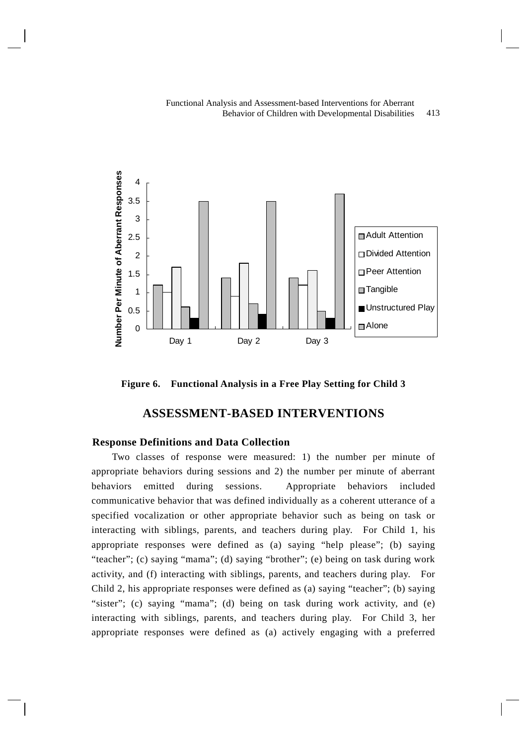**Figure 6. Functional Analysis in a Free Play Setting for Child 3**

## ASSESSMENT-BASED INTERVENTIONS

### Response Definitions and Data Collection

Two classes of response were measured: 1) the number per minute of appropriate behaviors during sessions and 2) the number per minute of aberrant behaviors emitted during sessions. Appropriate behaviors included communicative behavior that was defined individually as a coherent utterance of a specified vocalization or other appropriate behavior such as being on task or interacting with siblings, parents, and teachers during play. For Child 1, his appropriate responses were defined as (a) saying "help please"; (b) saying "teacher"; (c) saying "mama"; (d) saying "brother"; (e) being on task during work activity, and (f) interacting with siblings, parents, and teachers during play. For Child 2, his appropriate responses were defined as (a) saying "teacher"; (b) saying "sister"; (c) saying "mama"; (d) being on task during work activity, and (e) interacting with siblings, parents, and teachers during play. For Child 3, her appropriate responses were defined as (a) actively engaging with a preferred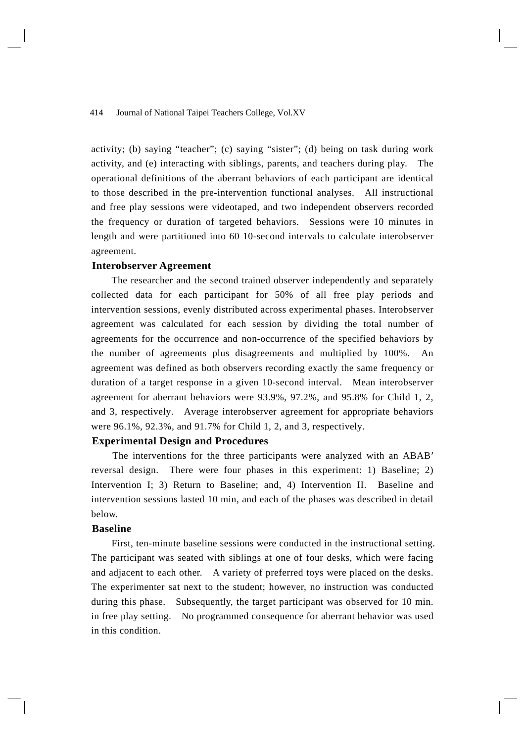activity; (b) saying "teacher"; (c) saying "sister"; (d) being on task during work activity, and (e) interacting with siblings, parents, and teachers during play. The operational definitions of the aberrant behaviors of each participant are identical to those described in the pre-intervention functional analyses. All instructional and free play sessions were videotaped, and two independent observers recorded the frequency or duration of targeted behaviors. Sessions were 10 minutes in length and were partitioned into 60 10-second intervals to calculate interobserver agreement.

**Interobserver Agreement**

The researcher and the second trained observer independently and separately collected data for each participant for 50% of all free play periods and intervention sessions, evenly distributed across experimental phases. Interobserver agreement was calculated for each session by dividing the total number of agreements for the occurrence and non-occurrence of the specified behaviors by the number of agreements plus disagreements and multiplied by 100%. An agreement was defined as both observers recording exactly the same frequency or duration of a target response in a given 10-second interval. Mean interobserver agreement for aberrant behaviors were 93.9%, 97.2%, and 95.8% for Child 1, 2, and 3, respectively. Average interobserver agreement for appropriate behaviors were 96.1%, 92.3%, and 91.7% for Child 1, 2, and 3, respectively.

**Experimental Design and Procedures**

The interventions for the three participants were analyzed with an ABAB' reversal design. There were four phases in this experiment: 1) Baseline; 2) Intervention I; 3) Return to Baseline; and, 4) Intervention II. Baseline and intervention sessions lasted 10 min, and each of the phases was described in detail below.

**Baseline**

First, ten-minute baseline sessions were conducted in the instructional setting. The participant was seated with siblings at one of four desks, which were facing and adjacent to each other. A variety of preferred toys were placed on the desks. The experimenter sat next to the student; however, no instruction was conducted during this phase. Subsequently, the target participant was observed for 10 min. in free play setting. No programmed consequence for aberrant behavior was used in this condition.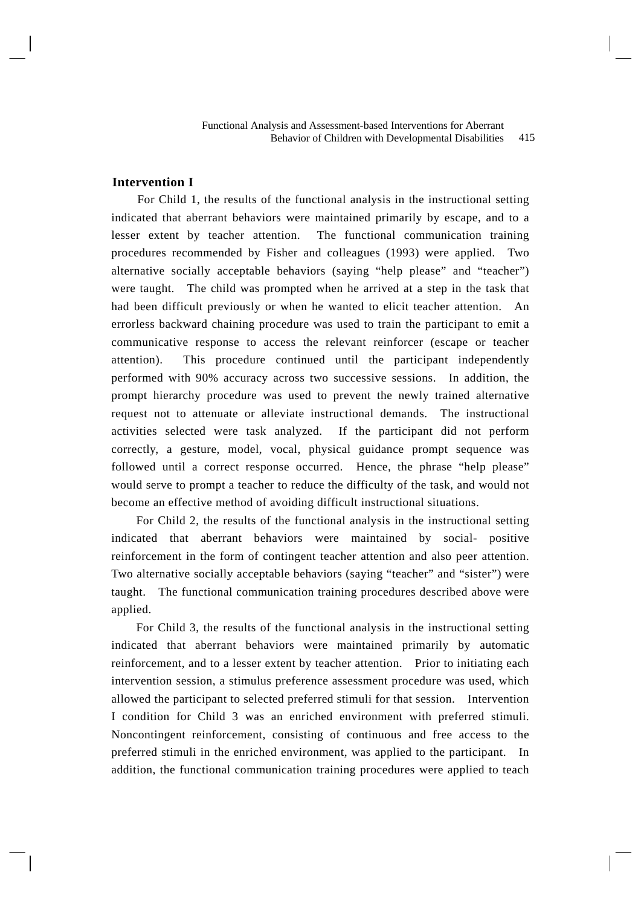## Intervention I

For Child 1, the results of the functional analysis in the instructional setting indicated that aberrant behaviors were maintained primarily by escape, and to a lesser extent by teacher attention. The functional communication training procedures recommended by Fisher and colleagues (1993) were applied. Two alternative socially acceptable behaviors (saying "help please" and "teacher") were taught. The child was prompted when he arrived at a step in the task that had been difficult previously or when he wanted to elicit teacher attention. An errorless backward chaining procedure was used to train the participant to emit a communicative response to access the relevant reinforcer (escape or teacher attention). This procedure continued until the participant independently performed with 90% accuracy across two successive sessions. In addition, the prompt hierarchy procedure was used to prevent the newly trained alternative request not to attenuate or alleviate instructional demands. The instructional activities selected were task analyzed. If the participant did not perform correctly, a gesture, model, vocal, physical guidance prompt sequence was followed until a correct response occurred. Hence, the phrase "help please" would serve to prompt a teacher to reduce the difficulty of the task, and would not become an effective method of avoiding difficult instructional situations.

For Child 2, the results of the functional analysis in the instructional setting indicated that aberrant behaviors were maintained by social- positive reinforcement in the form of contingent teacher attention and also peer attention. Two alternative socially acceptable behaviors (saying "teacher" and "sister") were taught. The functional communication training procedures described above were applied.

For Child 3, the results of the functional analysis in the instructional setting indicated that aberrant behaviors were maintained primarily by automatic reinforcement, and to a lesser extent by teacher attention. Prior to initiating each intervention session, a stimulus preference assessment procedure was used, which allowed the participant to selected preferred stimuli for that session. Intervention I condition for Child 3 was an enriched environment with preferred stimuli. Noncontingent reinforcement, consisting of continuous and free access to the preferred stimuli in the enriched environment, was applied to the participant. In addition, the functional communication training procedures were applied to teach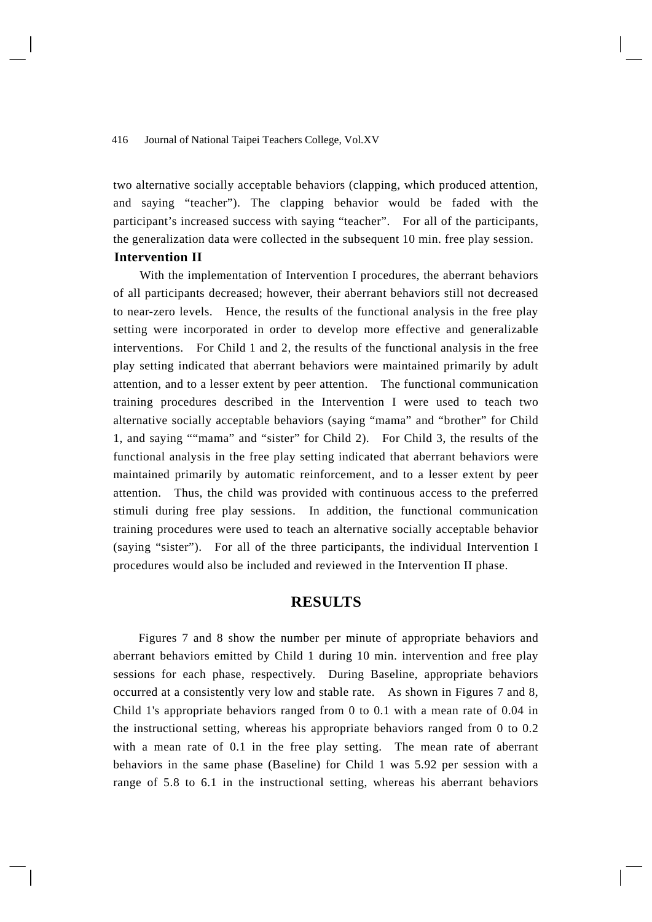two alternative socially acceptable behaviors (clapping, which produced attention, and saying "teacher"). The clapping behavior would be faded with the participant's increased success with saying "teacher". For all of the participants, the generalization data were collected in the subsequent 10 min. free play session.

### Intervention II

With the implementation of Intervention I procedures, the aberrant behaviors of all participants decreased; however, their aberrant behaviors still not decreased to near-zero levels. Hence, the results of the functional analysis in the free play setting were incorporated in order to develop more effective and generalizable interventions. For Child 1 and 2, the results of the functional analysis in the free play setting indicated that aberrant behaviors were maintained primarily by adult attention, and to a lesser extent by peer attention. The functional communication training procedures described in the Intervention I were used to teach two alternative socially acceptable behaviors (saying "mama" and "brother" for Child 1, and saying ""mama" and "sister" for Child 2). For Child 3, the results of the functional analysis in the free play setting indicated that aberrant behaviors were maintained primarily by automatic reinforcement, and to a lesser extent by peer attention. Thus, the child was provided with continuous access to the preferred stimuli during free play sessions. In addition, the functional communication training procedures were used to teach an alternative socially acceptable behavior (saying "sister"). For all of the three participants, the individual Intervention I procedures would also be included and reviewed in the Intervention II phase.

## RESULTS

Figures 7 and 8 show the number per minute of appropriate behaviors and aberrant behaviors emitted by Child 1 during 10 min. intervention and free play sessions for each phase, respectively. During Baseline, appropriate behaviors occurred at a consistently very low and stable rate. As shown in Figures 7 and 8, Child 1's appropriate behaviors ranged from 0 to 0.1 with a mean rate of 0.04 in the instructional setting, whereas his appropriate behaviors ranged from 0 to 0.2 with a mean rate of 0.1 in the free play setting. The mean rate of aberrant behaviors in the same phase (Baseline) for Child 1 was 5.92 per session with a range of 5.8 to 6.1 in the instructional setting, whereas his aberrant behaviors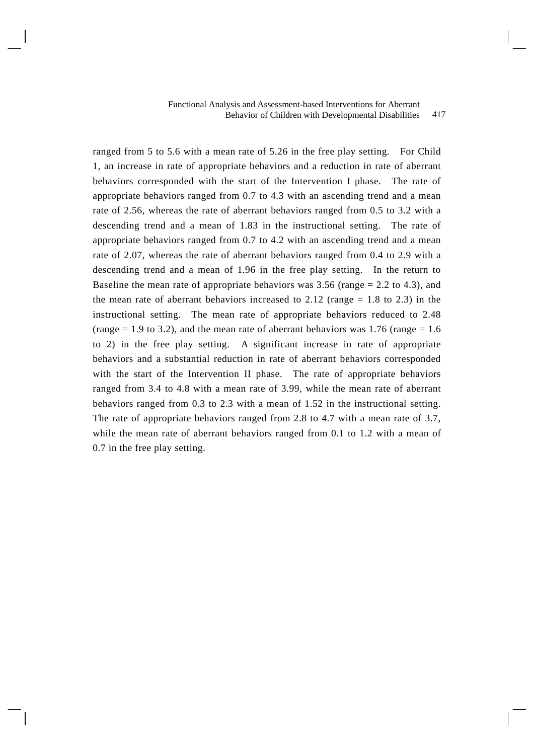ranged from 5 to 5.6 with a mean rate of 5.26 in the free play setting. For Child 1, an increase in rate of appropriate behaviors and a reduction in rate of aberrant behaviors corresponded with the start of the Intervention I phase. The rate of appropriate behaviors ranged from 0.7 to 4.3 with an ascending trend and a mean rate of 2.56, whereas the rate of aberrant behaviors ranged from 0.5 to 3.2 with a descending trend and a mean of 1.83 in the instructional setting. The rate of appropriate behaviors ranged from 0.7 to 4.2 with an ascending trend and a mean rate of 2.07, whereas the rate of aberrant behaviors ranged from 0.4 to 2.9 with a descending trend and a mean of 1.96 in the free play setting. In the return to Baseline the mean rate of appropriate behaviors was 3.56 (range = 2.2 to 4.3), and the mean rate of aberrant behaviors increased to 2.12 (range = 1.8 to 2.3) in the instructional setting. The mean rate of appropriate behaviors reduced to 2.48 (range = 1.9 to 3.2), and the mean rate of aberrant behaviors was 1.76 (range = 1.6 to 2) in the free play setting. A significant increase in rate of appropriate behaviors and a substantial reduction in rate of aberrant behaviors corresponded with the start of the Intervention II phase. The rate of appropriate behaviors ranged from 3.4 to 4.8 with a mean rate of 3.99, while the mean rate of aberrant behaviors ranged from 0.3 to 2.3 with a mean of 1.52 in the instructional setting. The rate of appropriate behaviors ranged from 2.8 to 4.7 with a mean rate of 3.7, while the mean rate of aberrant behaviors ranged from 0.1 to 1.2 with a mean of 0.7 in the free play setting.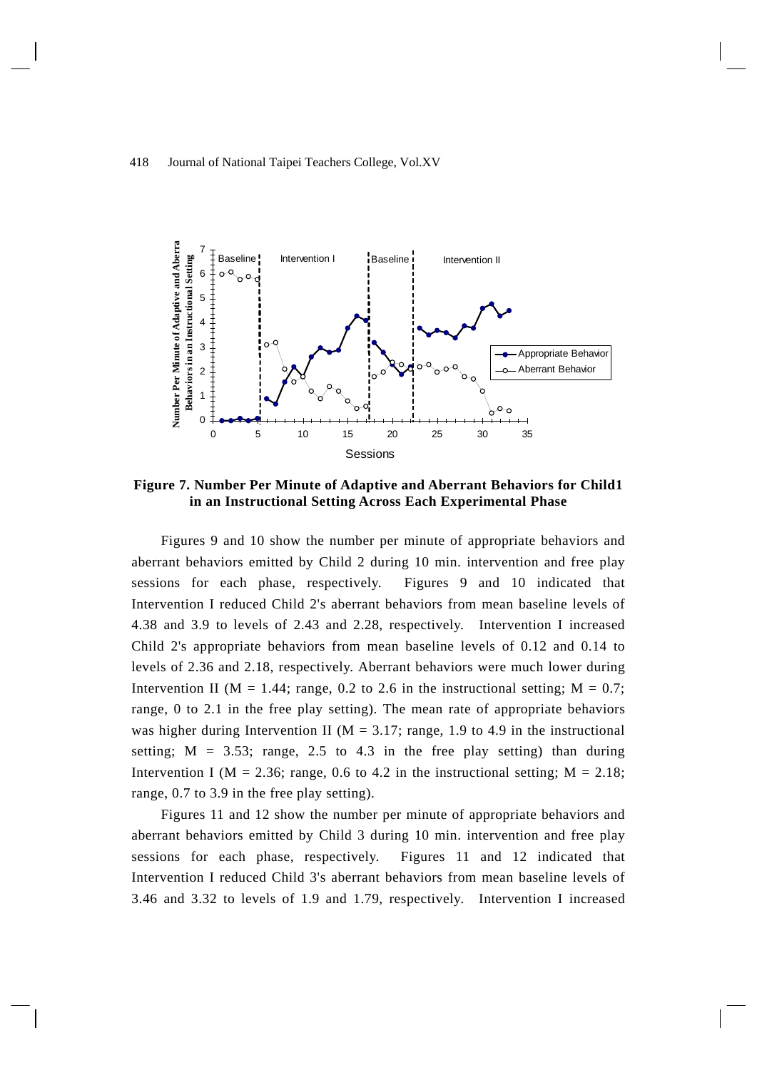**Figure 7. Number Per Minute of Adaptive and Aberrant Behaviors for Child1 in an Instructional Setting Across Each Experimental Phase**

Figures 9 and 10 show the number per minute of appropriate behaviors and aberrant behaviors emitted by Child 2 during 10 min. intervention and free play sessions for each phase, respectively. Figures 9 and 10 indicated that Intervention I reduced Child 2's aberrant behaviors from mean baseline levels of 4.38 and 3.9 to levels of 2.43 and 2.28, respectively. Intervention I increased Child 2's appropriate behaviors from mean baseline levels of 0.12 and 0.14 to levels of 2.36 and 2.18, respectively. Aberrant behaviors were much lower during Intervention II (M = 1.44; range, 0.2 to 2.6 in the instructional setting; M = 0.7; range, 0 to 2.1 in the free play setting). The mean rate of appropriate behaviors was higher during Intervention II (M = 3.17; range, 1.9 to 4.9 in the instructional setting; M = 3.53; range, 2.5 to 4.3 in the free play setting) than during Intervention I (M = 2.36; range, 0.6 to 4.2 in the instructional setting; M = 2.18; range, 0.7 to 3.9 in the free play setting).

Figures 11 and 12 show the number per minute of appropriate behaviors and aberrant behaviors emitted by Child 3 during 10 min. intervention and free play sessions for each phase, respectively. Figures 11 and 12 indicated that Intervention I reduced Child 3's aberrant behaviors from mean baseline levels of 3.46 and 3.32 to levels of 1.9 and 1.79, respectively. Intervention I increased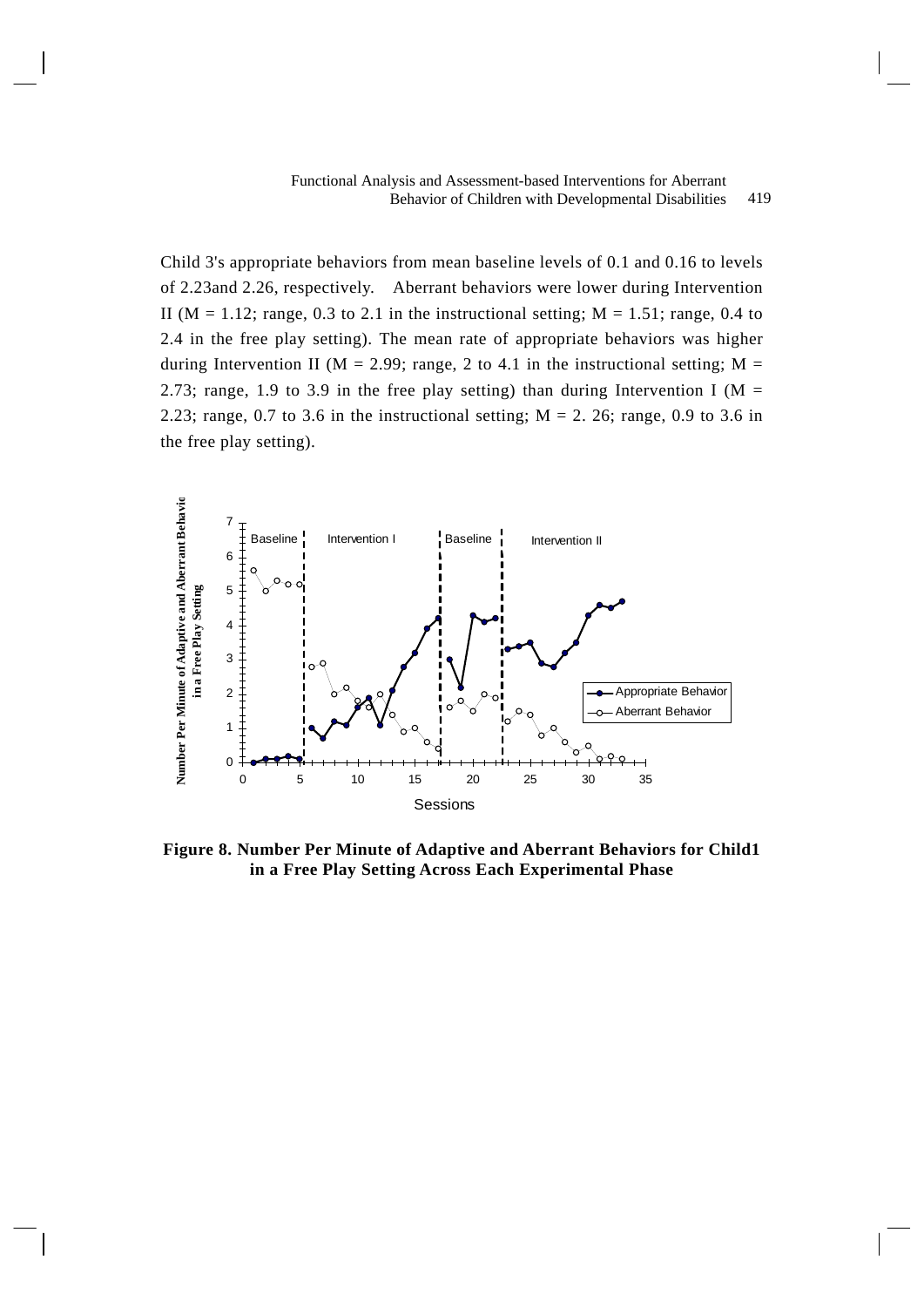Child 3's appropriate behaviors from mean baseline levels of 0.1 and 0.16 to levels of 2.23and 2.26, respectively. Aberrant behaviors were lower during Intervention II (M = 1.12; range, 0.3 to 2.1 in the instructional setting; M = 1.51; range, 0.4 to 2.4 in the free play setting). The mean rate of appropriate behaviors was higher during Intervention II (M = 2.99; range, 2 to 4.1 in the instructional setting; M = 2.73; range, 1.9 to 3.9 in the free play setting) than during Intervention I (M = 2.23; range, 0.7 to 3.6 in the instructional setting; M = 2. 26; range, 0.9 to 3.6 in the free play setting).

**Figure 8. Number Per Minute of Adaptive and Aberrant Behaviors for Child1 in a Free Play Setting Across Each Experimental Phase**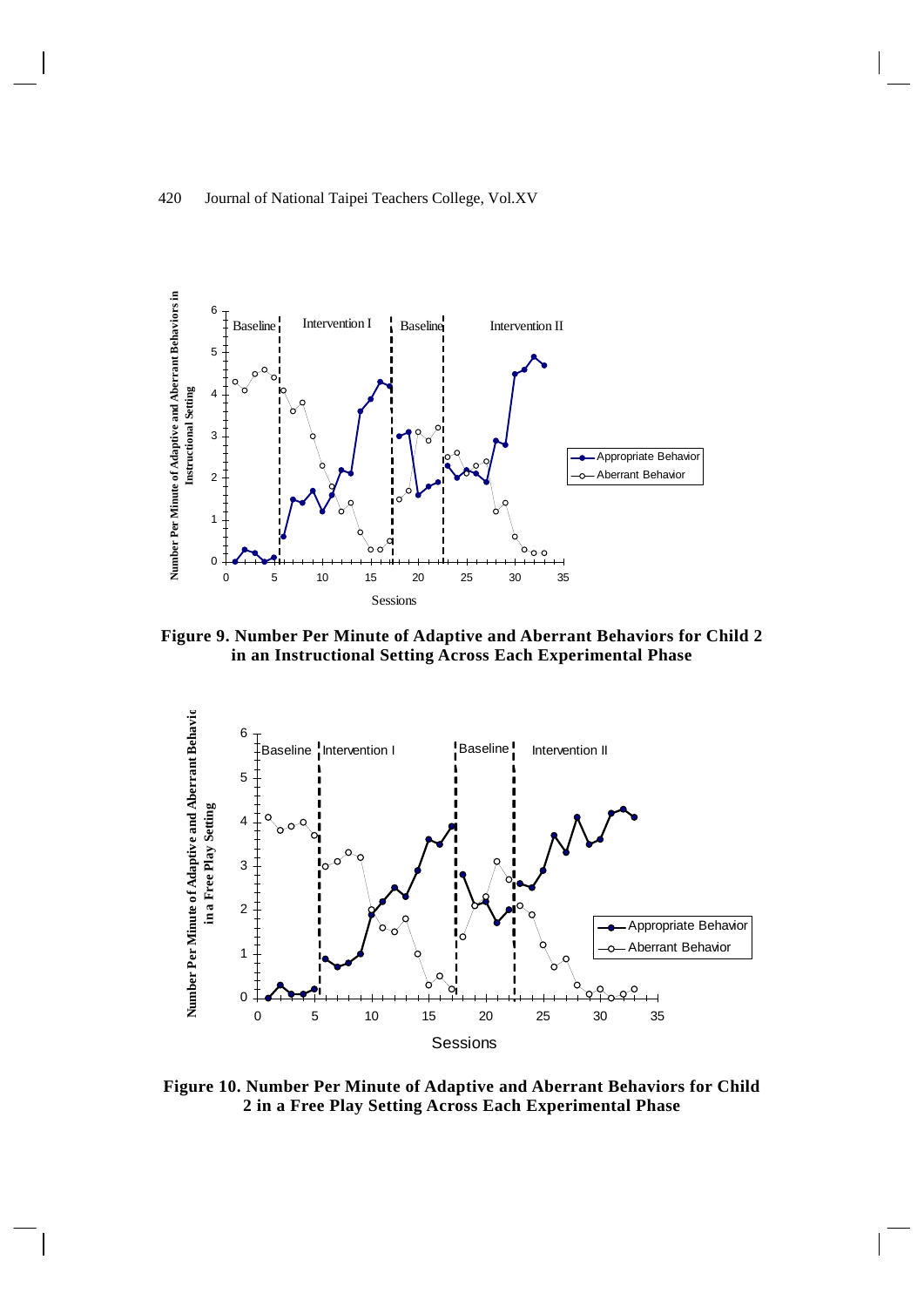Figure 9. Number Per Minute of Adaptive and Aberrant Behaviors for Child 2 in an Instructional Setting Across Each Experimental Phase

Figure 10. Number Per Minute of Adaptive and Aberrant Behaviors for Child 2 in a Free Play Setting Across Each Experimental Phase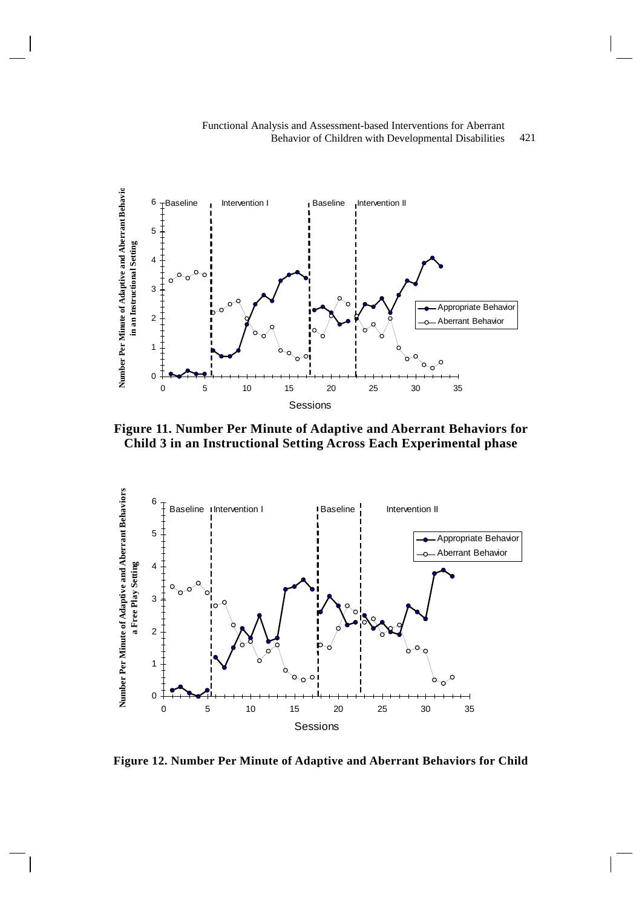**Figure 11. Number Per Minute of Adaptive and Aberrant Behaviors for Child 3 in an Instructional Setting Across Each Experimental phase**

**Figure 12. Number Per Minute of Adaptive and Aberrant Behaviors for Child**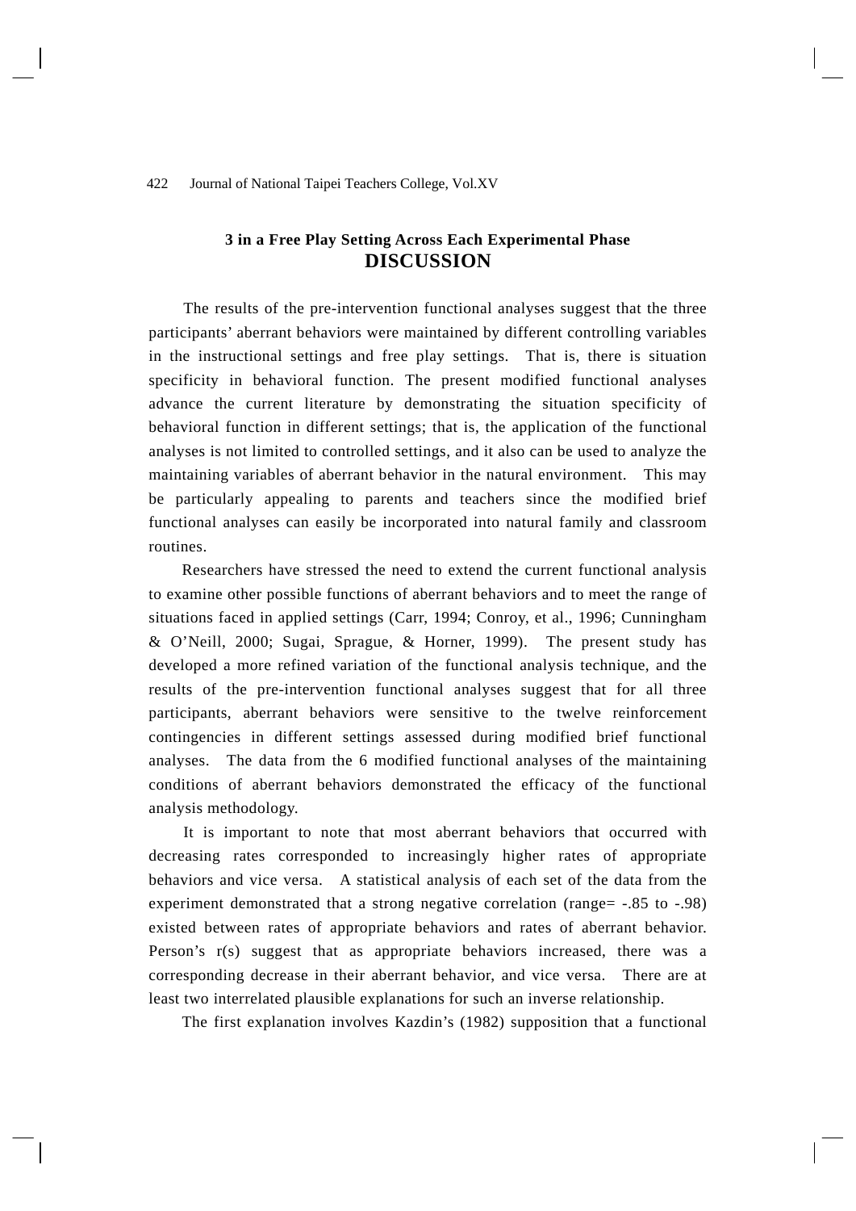3 in a Free Play Setting Across Each Experimental Phase

## DISCUSSION

The results of the pre-intervention functional analyses suggest that the three participants' aberrant behaviors were maintained by different controlling variables in the instructional settings and free play settings. That is, there is situation specificity in behavioral function. The present modified functional analyses advance the current literature by demonstrating the situation specificity of behavioral function in different settings; that is, the application of the functional analyses is not limited to controlled settings, and it also can be used to analyze the maintaining variables of aberrant behavior in the natural environment. This may be particularly appealing to parents and teachers since the modified brief functional analyses can easily be incorporated into natural family and classroom routines.

Researchers have stressed the need to extend the current functional analysis to examine other possible functions of aberrant behaviors and to meet the range of situations faced in applied settings (Carr, 1994; Conroy, et al., 1996; Cunningham & O'Neill, 2000; Sugai, Sprague, & Horner, 1999). The present study has developed a more refined variation of the functional analysis technique, and the results of the pre-intervention functional analyses suggest that for all three participants, aberrant behaviors were sensitive to the twelve reinforcement contingencies in different settings assessed during modified brief functional analyses. The data from the 6 modified functional analyses of the maintaining conditions of aberrant behaviors demonstrated the efficacy of the functional analysis methodology.

It is important to note that most aberrant behaviors that occurred with decreasing rates corresponded to increasingly higher rates of appropriate behaviors and vice versa. A statistical analysis of each set of the data from the experiment demonstrated that a strong negative correlation (range= -.85 to -.98) existed between rates of appropriate behaviors and rates of aberrant behavior. Person's r(s) suggest that as appropriate behaviors increased, there was a corresponding decrease in their aberrant behavior, and vice versa. There are at least two interrelated plausible explanations for such an inverse relationship.

The first explanation involves Kazdin's (1982) supposition that a functional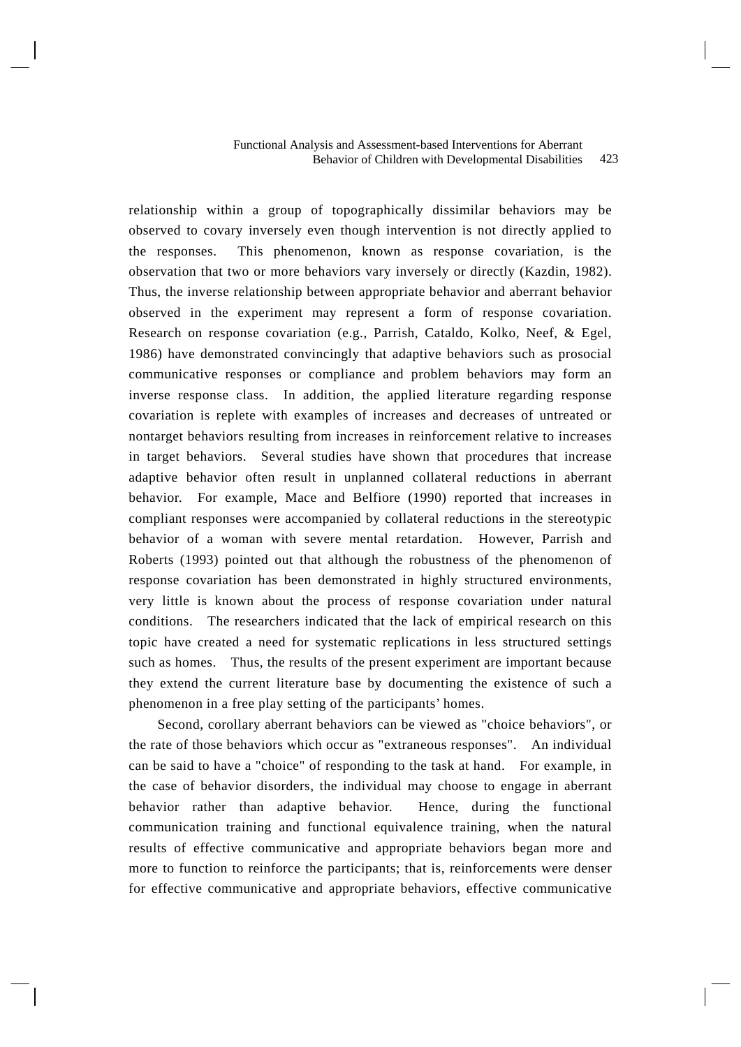relationship within a group of topographically dissimilar behaviors may be observed to covary inversely even though intervention is not directly applied to the responses. This phenomenon, known as response covariation, is the observation that two or more behaviors vary inversely or directly (Kazdin, 1982). Thus, the inverse relationship between appropriate behavior and aberrant behavior observed in the experiment may represent a form of response covariation. Research on response covariation (e.g., Parrish, Cataldo, Kolko, Neef, & Egel, 1986) have demonstrated convincingly that adaptive behaviors such as prosocial communicative responses or compliance and problem behaviors may form an inverse response class. In addition, the applied literature regarding response covariation is replete with examples of increases and decreases of untreated or nontarget behaviors resulting from increases in reinforcement relative to increases in target behaviors. Several studies have shown that procedures that increase adaptive behavior often result in unplanned collateral reductions in aberrant behavior. For example, Mace and Belfiore (1990) reported that increases in compliant responses were accompanied by collateral reductions in the stereotypic behavior of a woman with severe mental retardation. However, Parrish and Roberts (1993) pointed out that although the robustness of the phenomenon of response covariation has been demonstrated in highly structured environments, very little is known about the process of response covariation under natural conditions. The researchers indicated that the lack of empirical research on this topic have created a need for systematic replications in less structured settings such as homes. Thus, the results of the present experiment are important because they extend the current literature base by documenting the existence of such a phenomenon in a free play setting of the participants' homes.

Second, corollary aberrant behaviors can be viewed as "choice behaviors", or the rate of those behaviors which occur as "extraneous responses". An individual can be said to have a "choice" of responding to the task at hand. For example, in the case of behavior disorders, the individual may choose to engage in aberrant behavior rather than adaptive behavior. Hence, during the functional communication training and functional equivalence training, when the natural results of effective communicative and appropriate behaviors began more and more to function to reinforce the participants; that is, reinforcements were denser for effective communicative and appropriate behaviors, effective communicative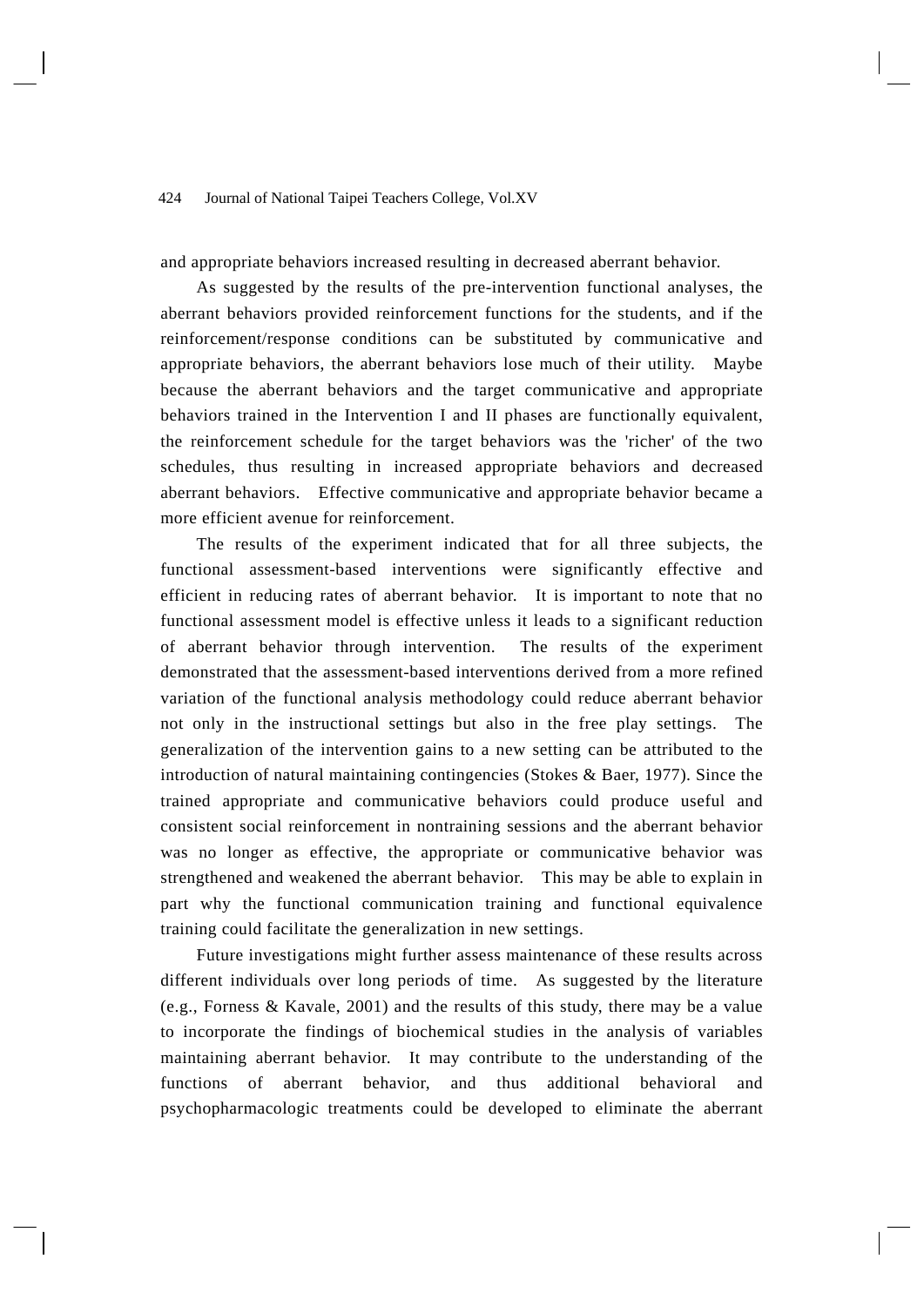and appropriate behaviors increased resulting in decreased aberrant behavior.

As suggested by the results of the pre-intervention functional analyses, the aberrant behaviors provided reinforcement functions for the students, and if the reinforcement/response conditions can be substituted by communicative and appropriate behaviors, the aberrant behaviors lose much of their utility. Maybe because the aberrant behaviors and the target communicative and appropriate behaviors trained in the Intervention I and II phases are functionally equivalent, the reinforcement schedule for the target behaviors was the 'richer' of the two schedules, thus resulting in increased appropriate behaviors and decreased aberrant behaviors. Effective communicative and appropriate behavior became a more efficient avenue for reinforcement.

The results of the experiment indicated that for all three subjects, the functional assessment-based interventions were significantly effective and efficient in reducing rates of aberrant behavior. It is important to note that no functional assessment model is effective unless it leads to a significant reduction of aberrant behavior through intervention. The results of the experiment demonstrated that the assessment-based interventions derived from a more refined variation of the functional analysis methodology could reduce aberrant behavior not only in the instructional settings but also in the free play settings. The generalization of the intervention gains to a new setting can be attributed to the introduction of natural maintaining contingencies (Stokes & Baer, 1977). Since the trained appropriate and communicative behaviors could produce useful and consistent social reinforcement in nontraining sessions and the aberrant behavior was no longer as effective, the appropriate or communicative behavior was strengthened and weakened the aberrant behavior. This may be able to explain in part why the functional communication training and functional equivalence training could facilitate the generalization in new settings.

Future investigations might further assess maintenance of these results across different individuals over long periods of time. As suggested by the literature (e.g., Forness & Kavale, 2001) and the results of this study, there may be a value to incorporate the findings of biochemical studies in the analysis of variables maintaining aberrant behavior. It may contribute to the understanding of the functions of aberrant behavior, and thus additional behavioral and psychopharmacologic treatments could be developed to eliminate the aberrant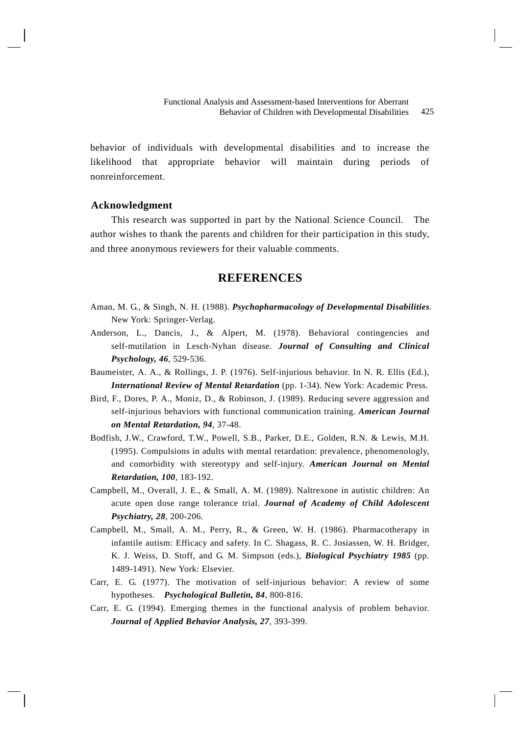behavior of individuals with developmental disabilities and to increase the likelihood that appropriate behavior will maintain during periods of nonreinforcement.

### Acknowledgment

This research was supported in part by the National Science Council. The author wishes to thank the parents and children for their participation in this study, and three anonymous reviewers for their valuable comments.

## REFERENCES

Aman, M. G., & Singh, N. H. (1988). ***Psychopharmacology of Developmental Disabilities***. New York: Springer-Verlag.

Anderson, L., Dancis, J., & Alpert, M. (1978). Behavioral contingencies and self-mutilation in Lesch-Nyhan disease. ***Journal of Consulting and Clinical Psychology, 46***, 529-536.

Baumeister, A. A., & Rollings, J. P. (1976). Self-injurious behavior. In N. R. Ellis (Ed.), ***International Review of Mental Retardation*** (pp. 1-34). New York: Academic Press.

Bird, F., Dores, P. A., Moniz, D., & Robinson, J. (1989). Reducing severe aggression and self-injurious behaviors with functional communication training. ***American Journal on Mental Retardation, 94***, 37-48.

Bodfish, J.W., Crawford, T.W., Powell, S.B., Parker, D.E., Golden, R.N. & Lewis, M.H. (1995). Compulsions in adults with mental retardation: prevalence, phenomenologly, and comorbidity with stereotypy and self-injury. ***American Journal on Mental Retardation, 100***, 183-192.

Campbell, M., Overall, J. E., & Small, A. M. (1989). Naltrexone in autistic children: An acute open dose range tolerance trial. ***Journal of Academy of Child Adolescent Psychiatry, 28***, 200-206.

Campbell, M., Small, A. M., Perry, R., & Green, W. H. (1986). Pharmacotherapy in infantile autism: Efficacy and safety. In C. Shagass, R. C. Josiassen, W. H. Bridger, K. J. Weiss, D. Stoff, and G. M. Simpson (eds.), ***Biological Psychiatry 1985*** (pp. 1489-1491). New York: Elsevier.

Carr, E. G. (1977). The motivation of self-injurious behavior: A review of some hypotheses. ***Psychological Bulletin, 84***, 800-816.

Carr, E. G. (1994). Emerging themes in the functional analysis of problem behavior. ***Journal of Applied Behavior Analysis, 27***, 393-399.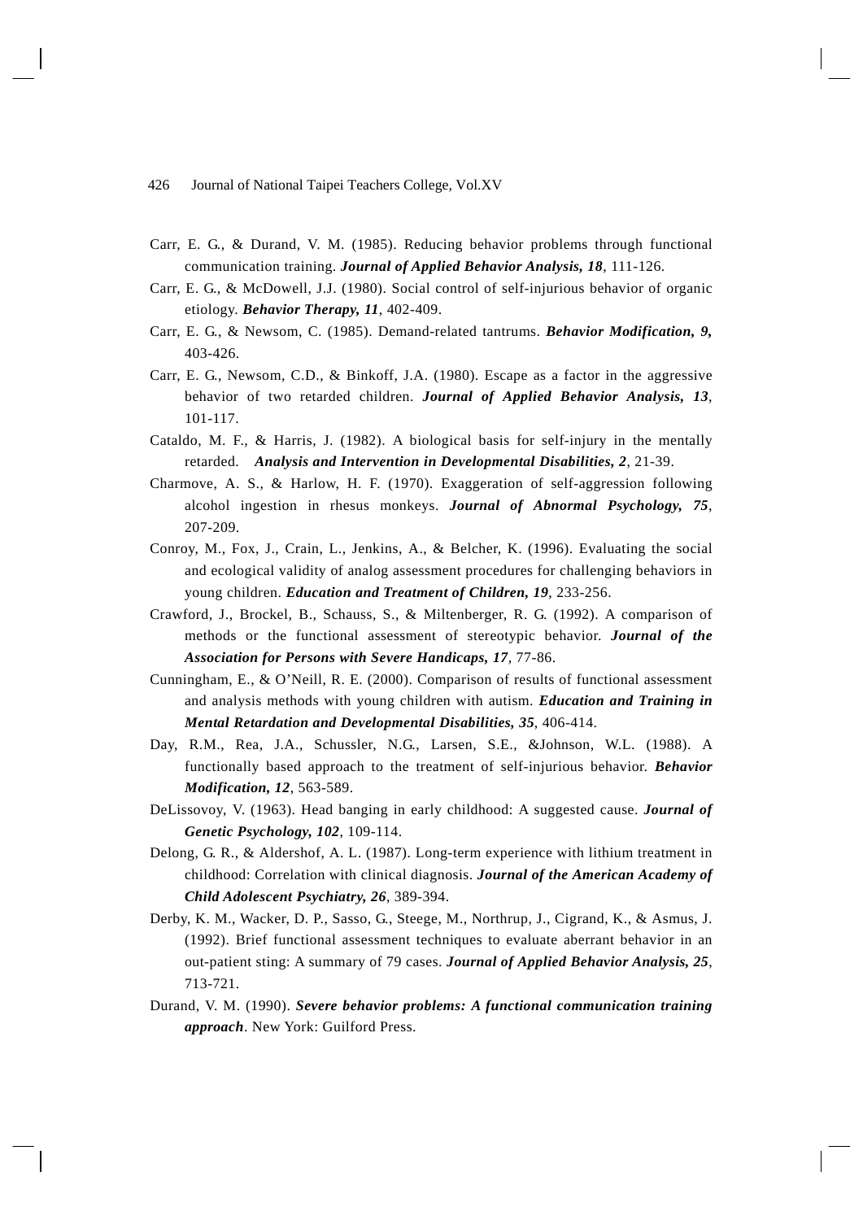Carr, E. G., & Durand, V. M. (1985). Reducing behavior problems through functional communication training. ***Journal of Applied Behavior Analysis, 18***, 111-126.

Carr, E. G., & McDowell, J.J. (1980). Social control of self-injurious behavior of organic etiology. ***Behavior Therapy, 11***, 402-409.

Carr, E. G., & Newsom, C. (1985). Demand-related tantrums. ***Behavior Modification, 9,*** 403-426.

Carr, E. G., Newsom, C.D., & Binkoff, J.A. (1980). Escape as a factor in the aggressive behavior of two retarded children. ***Journal of Applied Behavior Analysis, 13***, 101-117.

Cataldo, M. F., & Harris, J. (1982). A biological basis for self-injury in the mentally retarded. ***Analysis and Intervention in Developmental Disabilities, 2***, 21-39.

Charmove, A. S., & Harlow, H. F. (1970). Exaggeration of self-aggression following alcohol ingestion in rhesus monkeys. ***Journal of Abnormal Psychology, 75***, 207-209.

Conroy, M., Fox, J., Crain, L., Jenkins, A., & Belcher, K. (1996). Evaluating the social and ecological validity of analog assessment procedures for challenging behaviors in young children. ***Education and Treatment of Children, 19***, 233-256.

Crawford, J., Brockel, B., Schauss, S., & Miltenberger, R. G. (1992). A comparison of methods or the functional assessment of stereotypic behavior. ***Journal of the Association for Persons with Severe Handicaps, 17***, 77-86.

Cunningham, E., & O'Neill, R. E. (2000). Comparison of results of functional assessment and analysis methods with young children with autism. ***Education and Training in Mental Retardation and Developmental Disabilities, 35***, 406-414.

Day, R.M., Rea, J.A., Schussler, N.G., Larsen, S.E., &Johnson, W.L. (1988). A functionally based approach to the treatment of self-injurious behavior. ***Behavior Modification, 12***, 563-589.

DeLissovoy, V. (1963). Head banging in early childhood: A suggested cause. ***Journal of Genetic Psychology, 102***, 109-114.

Delong, G. R., & Aldershof, A. L. (1987). Long-term experience with lithium treatment in childhood: Correlation with clinical diagnosis. ***Journal of the American Academy of Child Adolescent Psychiatry, 26***, 389-394.

Derby, K. M., Wacker, D. P., Sasso, G., Steege, M., Northrup, J., Cigrand, K., & Asmus, J. (1992). Brief functional assessment techniques to evaluate aberrant behavior in an out-patient sting: A summary of 79 cases. ***Journal of Applied Behavior Analysis, 25***, 713-721.

Durand, V. M. (1990). ***Severe behavior problems: A functional communication training approach***. New York: Guilford Press.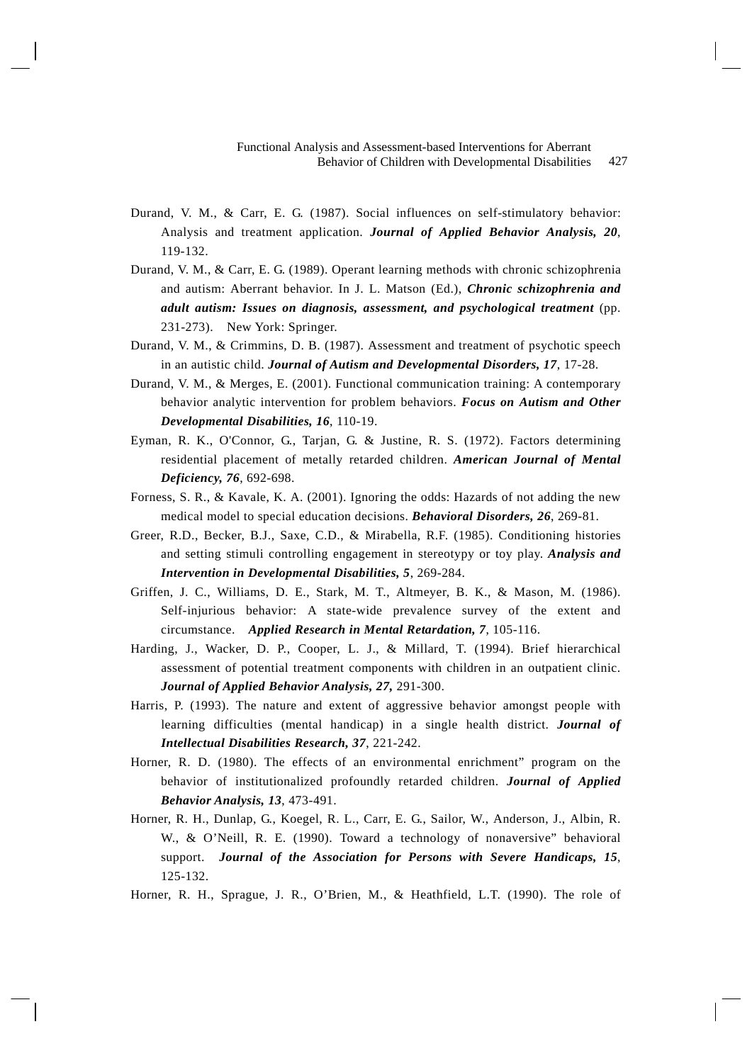Durand, V. M., & Carr, E. G. (1987). Social influences on self-stimulatory behavior: Analysis and treatment application. ***Journal of Applied Behavior Analysis, 20***, 119-132.

Durand, V. M., & Carr, E. G. (1989). Operant learning methods with chronic schizophrenia and autism: Aberrant behavior. In J. L. Matson (Ed.), ***Chronic schizophrenia and adult autism: Issues on diagnosis, assessment, and psychological treatment*** (pp. 231-273). New York: Springer.

Durand, V. M., & Crimmins, D. B. (1987). Assessment and treatment of psychotic speech in an autistic child. ***Journal of Autism and Developmental Disorders, 17***, 17-28.

Durand, V. M., & Merges, E. (2001). Functional communication training: A contemporary behavior analytic intervention for problem behaviors. ***Focus on Autism and Other Developmental Disabilities, 16***, 110-19.

Eyman, R. K., O'Connor, G., Tarjan, G. & Justine, R. S. (1972). Factors determining residential placement of metally retarded children. ***American Journal of Mental Deficiency, 76***, 692-698.

Forness, S. R., & Kavale, K. A. (2001). Ignoring the odds: Hazards of not adding the new medical model to special education decisions. ***Behavioral Disorders, 26***, 269-81.

Greer, R.D., Becker, B.J., Saxe, C.D., & Mirabella, R.F. (1985). Conditioning histories and setting stimuli controlling engagement in stereotypy or toy play. ***Analysis and Intervention in Developmental Disabilities, 5***, 269-284.

Griffen, J. C., Williams, D. E., Stark, M. T., Altmeyer, B. K., & Mason, M. (1986). Self-injurious behavior: A state-wide prevalence survey of the extent and circumstance. ***Applied Research in Mental Retardation, 7***, 105-116.

Harding, J., Wacker, D. P., Cooper, L. J., & Millard, T. (1994). Brief hierarchical assessment of potential treatment components with children in an outpatient clinic. ***Journal of Applied Behavior Analysis, 27,*** 291-300.

Harris, P. (1993). The nature and extent of aggressive behavior amongst people with learning difficulties (mental handicap) in a single health district. ***Journal of Intellectual Disabilities Research, 37***, 221-242.

Horner, R. D. (1980). The effects of an environmental enrichment" program on the behavior of institutionalized profoundly retarded children. ***Journal of Applied Behavior Analysis, 13***, 473-491.

Horner, R. H., Dunlap, G., Koegel, R. L., Carr, E. G., Sailor, W., Anderson, J., Albin, R. W., & O'Neill, R. E. (1990). Toward a technology of nonaversive" behavioral support. ***Journal of the Association for Persons with Severe Handicaps, 15***, 125-132.

Horner, R. H., Sprague, J. R., O'Brien, M., & Heathfield, L.T. (1990). The role of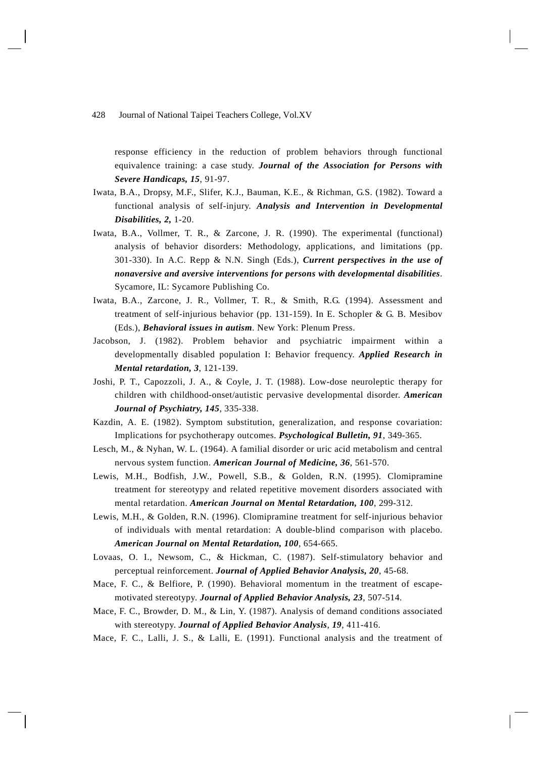response efficiency in the reduction of problem behaviors through functional equivalence training: a case study. ***Journal of the Association for Persons with Severe Handicaps, 15***, 91-97.

Iwata, B.A., Dropsy, M.F., Slifer, K.J., Bauman, K.E., & Richman, G.S. (1982). Toward a functional analysis of self-injury. ***Analysis and Intervention in Developmental Disabilities, 2,*** 1-20.

Iwata, B.A., Vollmer, T. R., & Zarcone, J. R. (1990). The experimental (functional) analysis of behavior disorders: Methodology, applications, and limitations (pp. 301-330). In A.C. Repp & N.N. Singh (Eds.), ***Current perspectives in the use of nonaversive and aversive interventions for persons with developmental disabilities***. Sycamore, IL: Sycamore Publishing Co.

Iwata, B.A., Zarcone, J. R., Vollmer, T. R., & Smith, R.G. (1994). Assessment and treatment of self-injurious behavior (pp. 131-159). In E. Schopler & G. B. Mesibov (Eds.), ***Behavioral issues in autism***. New York: Plenum Press.

Jacobson, J. (1982). Problem behavior and psychiatric impairment within a developmentally disabled population I: Behavior frequency. ***Applied Research in Mental retardation, 3***, 121-139.

Joshi, P. T., Capozzoli, J. A., & Coyle, J. T. (1988). Low-dose neuroleptic therapy for children with childhood-onset/autistic pervasive developmental disorder. ***American Journal of Psychiatry, 145***, 335-338.

Kazdin, A. E. (1982). Symptom substitution, generalization, and response covariation: Implications for psychotherapy outcomes. ***Psychological Bulletin, 91***, 349-365.

Lesch, M., & Nyhan, W. L. (1964). A familial disorder or uric acid metabolism and central nervous system function. ***American Journal of Medicine, 36***, 561-570.

Lewis, M.H., Bodfish, J.W., Powell, S.B., & Golden, R.N. (1995). Clomipramine treatment for stereotypy and related repetitive movement disorders associated with mental retardation. ***American Journal on Mental Retardation, 100***, 299-312.

Lewis, M.H., & Golden, R.N. (1996). Clomipramine treatment for self-injurious behavior of individuals with mental retardation: A double-blind comparison with placebo. ***American Journal on Mental Retardation, 100***, 654-665.

Lovaas, O. I., Newsom, C., & Hickman, C. (1987). Self-stimulatory behavior and perceptual reinforcement. ***Journal of Applied Behavior Analysis, 20***, 45-68.

Mace, F. C., & Belfiore, P. (1990). Behavioral momentum in the treatment of escape-motivated stereotypy. ***Journal of Applied Behavior Analysis, 23***, 507-514.

Mace, F. C., Browder, D. M., & Lin, Y. (1987). Analysis of demand conditions associated with stereotypy. ***Journal of Applied Behavior Analysis***, ***19***, 411-416.

Mace, F. C., Lalli, J. S., & Lalli, E. (1991). Functional analysis and the treatment of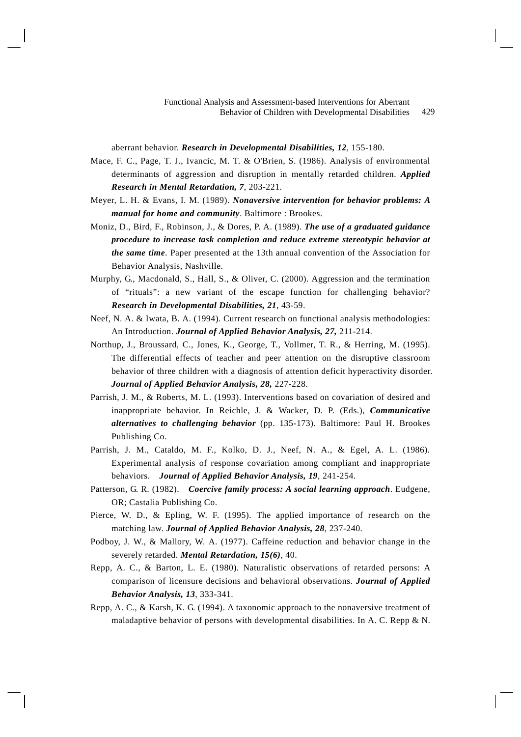aberrant behavior. ***Research in Developmental Disabilities, 12***, 155-180.

Mace, F. C., Page, T. J., Ivancic, M. T. & O'Brien, S. (1986). Analysis of environmental determinants of aggression and disruption in mentally retarded children. ***Applied Research in Mental Retardation, 7***, 203-221.

Meyer, L. H. & Evans, I. M. (1989). ***Nonaversive intervention for behavior problems: A manual for home and community***. Baltimore : Brookes.

Moniz, D., Bird, F., Robinson, J., & Dores, P. A. (1989). ***The use of a graduated guidance procedure to increase task completion and reduce extreme stereotypic behavior at the same time***. Paper presented at the 13th annual convention of the Association for Behavior Analysis, Nashville.

Murphy, G., Macdonald, S., Hall, S., & Oliver, C. (2000). Aggression and the termination of "rituals": a new variant of the escape function for challenging behavior? ***Research in Developmental Disabilities, 21***, 43-59.

Neef, N. A. & Iwata, B. A. (1994). Current research on functional analysis methodologies: An Introduction. ***Journal of Applied Behavior Analysis, 27,*** 211-214.

Northup, J., Broussard, C., Jones, K., George, T., Vollmer, T. R., & Herring, M. (1995). The differential effects of teacher and peer attention on the disruptive classroom behavior of three children with a diagnosis of attention deficit hyperactivity disorder. ***Journal of Applied Behavior Analysis, 28,*** 227-228.

Parrish, J. M., & Roberts, M. L. (1993). Interventions based on covariation of desired and inappropriate behavior. In Reichle, J. & Wacker, D. P. (Eds.), ***Communicative alternatives to challenging behavior*** (pp. 135-173). Baltimore: Paul H. Brookes Publishing Co.

Parrish, J. M., Cataldo, M. F., Kolko, D. J., Neef, N. A., & Egel, A. L. (1986). Experimental analysis of response covariation among compliant and inappropriate behaviors. ***Journal of Applied Behavior Analysis, 19***, 241-254.

Patterson, G. R. (1982). ***Coercive family process: A social learning approach***. Eudgene, OR; Castalia Publishing Co.

Pierce, W. D., & Epling, W. F. (1995). The applied importance of research on the matching law. ***Journal of Applied Behavior Analysis, 28***, 237-240.

Podboy, J. W., & Mallory, W. A. (1977). Caffeine reduction and behavior change in the severely retarded. ***Mental Retardation, 15(6)***, 40.

Repp, A. C., & Barton, L. E. (1980). Naturalistic observations of retarded persons: A comparison of licensure decisions and behavioral observations. ***Journal of Applied Behavior Analysis, 13***, 333-341.

Repp, A. C., & Karsh, K. G. (1994). A taxonomic approach to the nonaversive treatment of maladaptive behavior of persons with developmental disabilities. In A. C. Repp & N.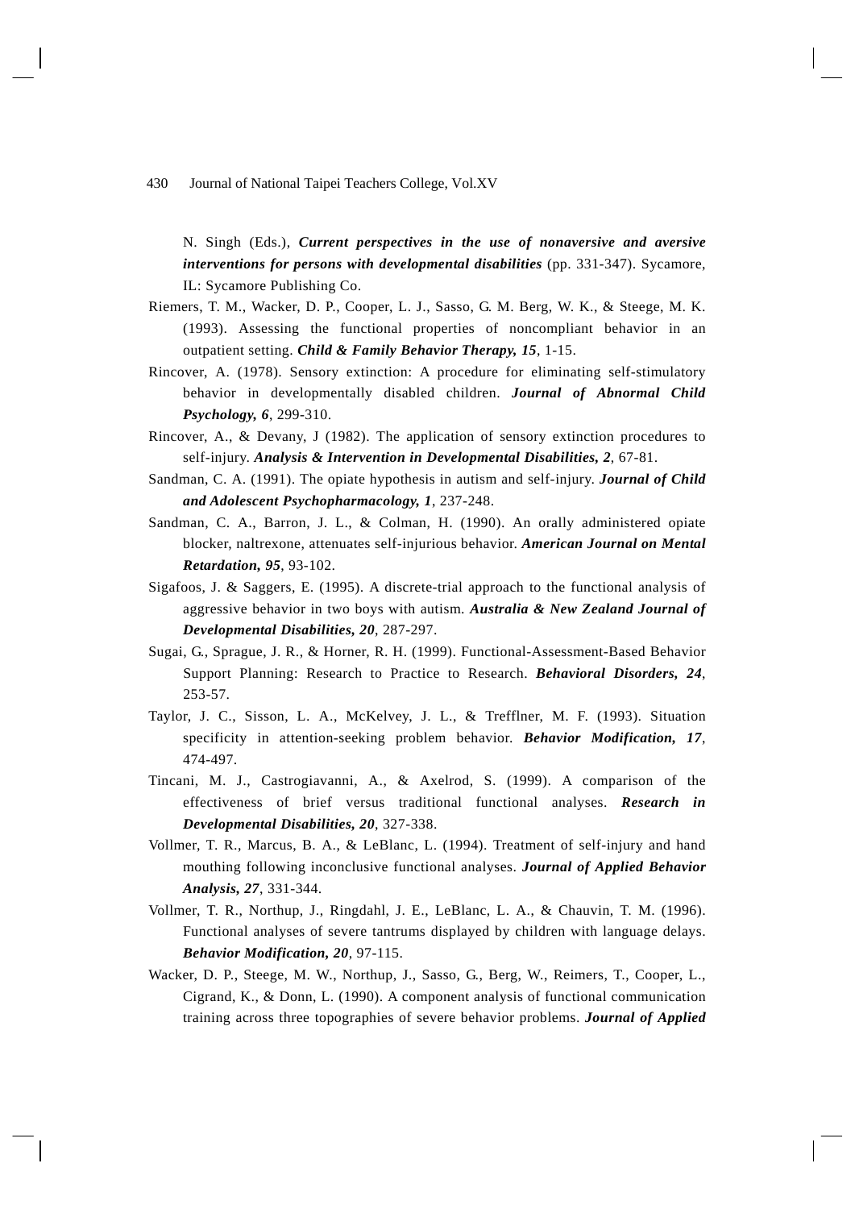N. Singh (Eds.), ***Current perspectives in the use of nonaversive and aversive interventions for persons with developmental disabilities*** (pp. 331-347). Sycamore, IL: Sycamore Publishing Co.

Riemers, T. M., Wacker, D. P., Cooper, L. J., Sasso, G. M. Berg, W. K., & Steege, M. K. (1993). Assessing the functional properties of noncompliant behavior in an outpatient setting. ***Child & Family Behavior Therapy, 15***, 1-15.

Rincover, A. (1978). Sensory extinction: A procedure for eliminating self-stimulatory behavior in developmentally disabled children. ***Journal of Abnormal Child Psychology, 6***, 299-310.

Rincover, A., & Devany, J (1982). The application of sensory extinction procedures to self-injury. ***Analysis & Intervention in Developmental Disabilities, 2***, 67-81.

Sandman, C. A. (1991). The opiate hypothesis in autism and self-injury. ***Journal of Child and Adolescent Psychopharmacology, 1***, 237-248.

Sandman, C. A., Barron, J. L., & Colman, H. (1990). An orally administered opiate blocker, naltrexone, attenuates self-injurious behavior. ***American Journal on Mental Retardation, 95***, 93-102.

Sigafoos, J. & Saggers, E. (1995). A discrete-trial approach to the functional analysis of aggressive behavior in two boys with autism. ***Australia & New Zealand Journal of Developmental Disabilities, 20***, 287-297.

Sugai, G., Sprague, J. R., & Horner, R. H. (1999). Functional-Assessment-Based Behavior Support Planning: Research to Practice to Research. ***Behavioral Disorders, 24***, 253-57.

Taylor, J. C., Sisson, L. A., McKelvey, J. L., & Trefflner, M. F. (1993). Situation specificity in attention-seeking problem behavior. ***Behavior Modification, 17***, 474-497.

Tincani, M. J., Castrogiavanni, A., & Axelrod, S. (1999). A comparison of the effectiveness of brief versus traditional functional analyses. ***Research in Developmental Disabilities, 20***, 327-338.

Vollmer, T. R., Marcus, B. A., & LeBlanc, L. (1994). Treatment of self-injury and hand mouthing following inconclusive functional analyses. ***Journal of Applied Behavior Analysis, 27***, 331-344.

Vollmer, T. R., Northup, J., Ringdahl, J. E., LeBlanc, L. A., & Chauvin, T. M. (1996). Functional analyses of severe tantrums displayed by children with language delays. ***Behavior Modification, 20***, 97-115.

Wacker, D. P., Steege, M. W., Northup, J., Sasso, G., Berg, W., Reimers, T., Cooper, L., Cigrand, K., & Donn, L. (1990). A component analysis of functional communication training across three topographies of severe behavior problems. ***Journal of Applied***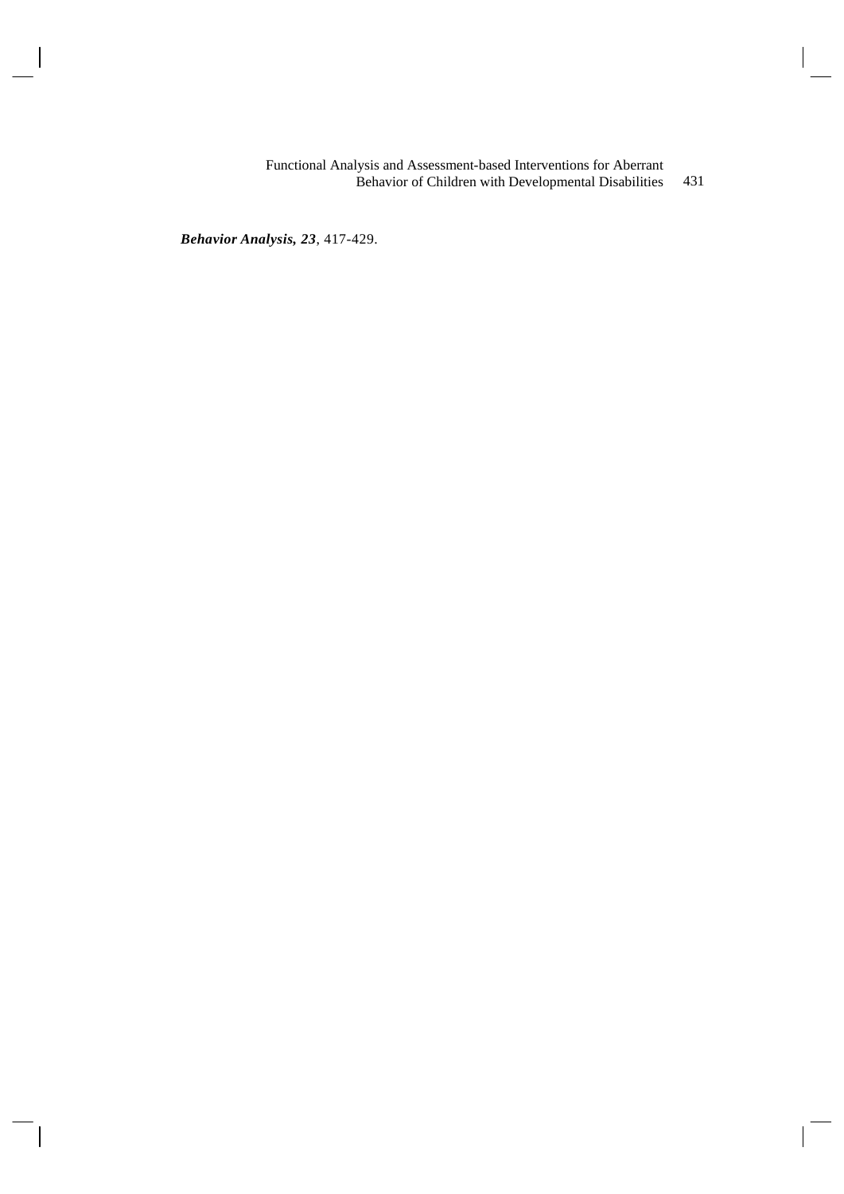***Behavior Analysis, 23***, 417-429.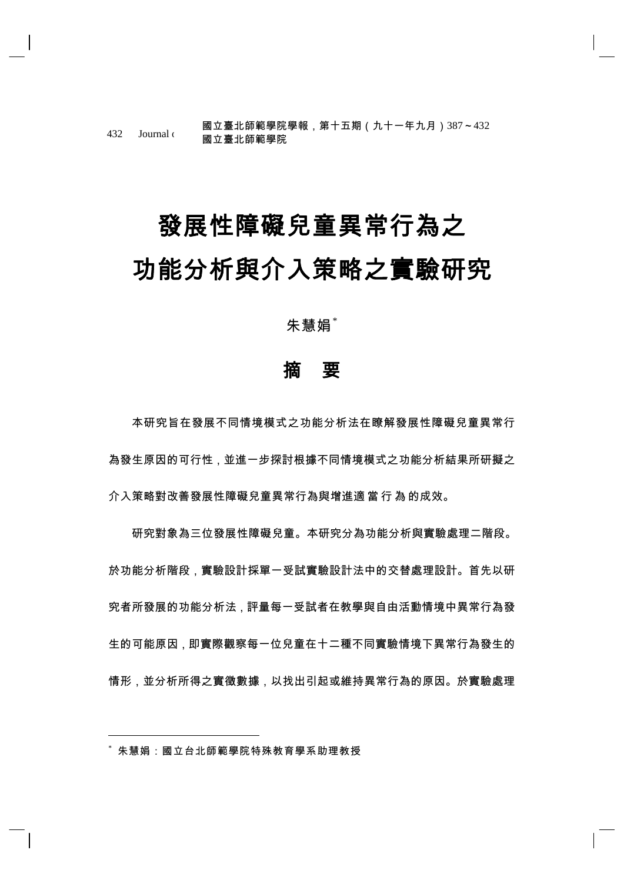# 發展性障礙兒童異常行為之功能分析與介入策略之實驗研究

朱慧娟 [*]

## 摘　要

本研究旨在發展不同情境模式之功能分析法在瞭解發展性障礙兒童異常行為發生原因的可行性，並進一步探討根據不同情境模式之功能分析結果所研擬之介入策略對改善發展性障礙兒童異常行為與增進適當行為的成效。

研究對象為三位發展性障礙兒童。本研究分為功能分析與實驗處理二階段。於功能分析階段，實驗設計採單一受試實驗設計法中的交替處理設計。首先以研究者所發展的功能分析法，評量每一受試者在教學與自由活動情境中異常行為發生的可能原因，即實際觀察每一位兒童在十二種不同實驗情境下異常行為發生的情形，並分析所得之實徵數據，以找出引起或維持異常行為的原因。於實驗處理

[*] 朱慧娟：國立台北師範學院特殊教育學系助理教授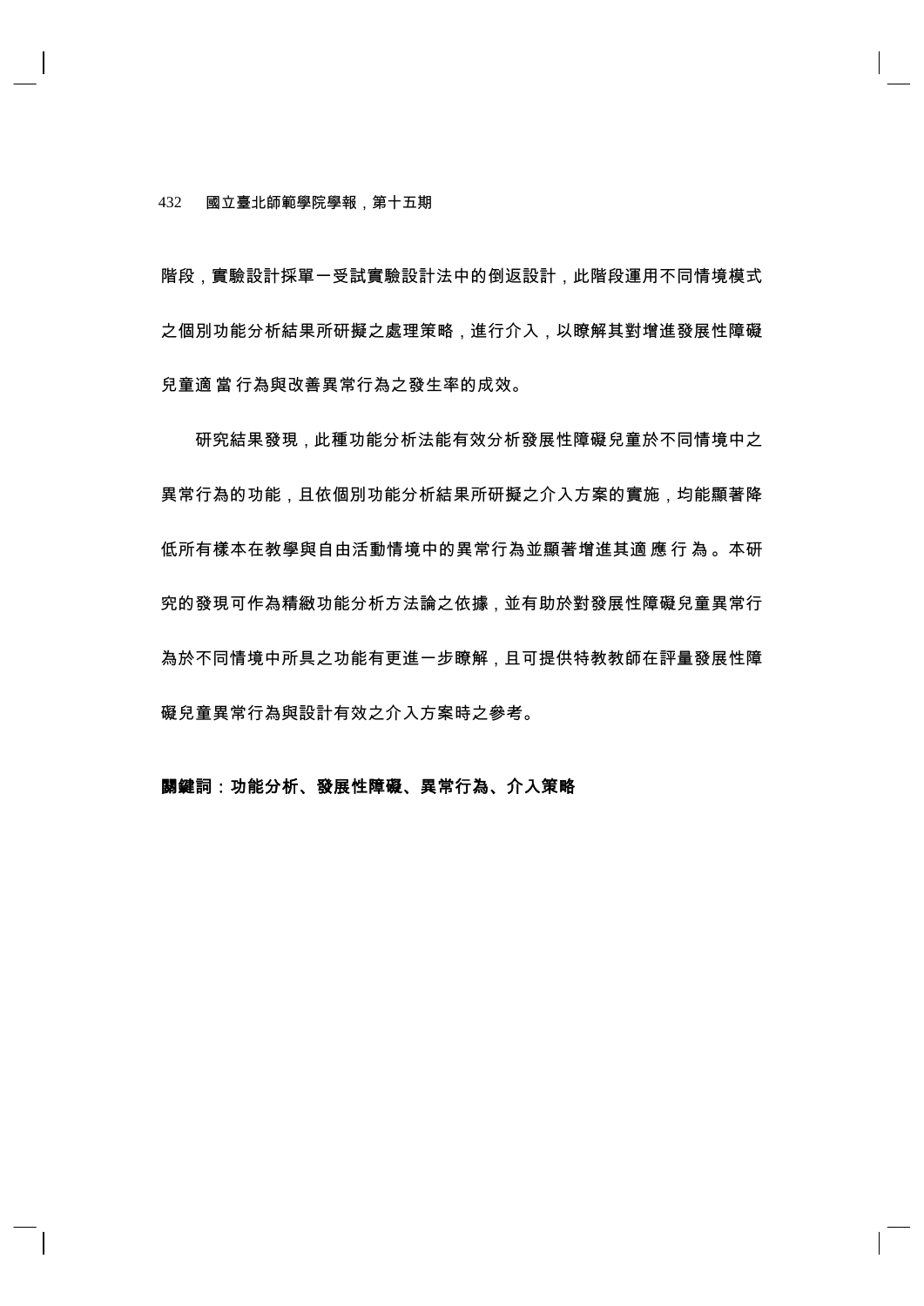階段，實驗設計採單一受試實驗設計法中的倒返設計，此階段運用不同情境模式之個別功能分析結果所研擬之處理策略，進行介入，以瞭解其對增進發展性障礙兒童適當行為與改善異常行為之發生率的成效。

研究結果發現，此種功能分析法能有效分析發展性障礙兒童於不同情境中之異常行為的功能，且依個別功能分析結果所研擬之介入方案的實施，均能顯著降低所有樣本在教學與自由活動情境中的異常行為並顯著增進其適應行為。本研究的發現可作為精緻功能分析方法論之依據，並有助於對發展性障礙兒童異常行為於不同情境中所具之功能有更進一步瞭解，且可提供特教教師在評量發展性障礙兒童異常行為與設計有效之介入方案時之參考。

**關鍵詞：功能分析、發展性障礙、異常行為、介入策略**